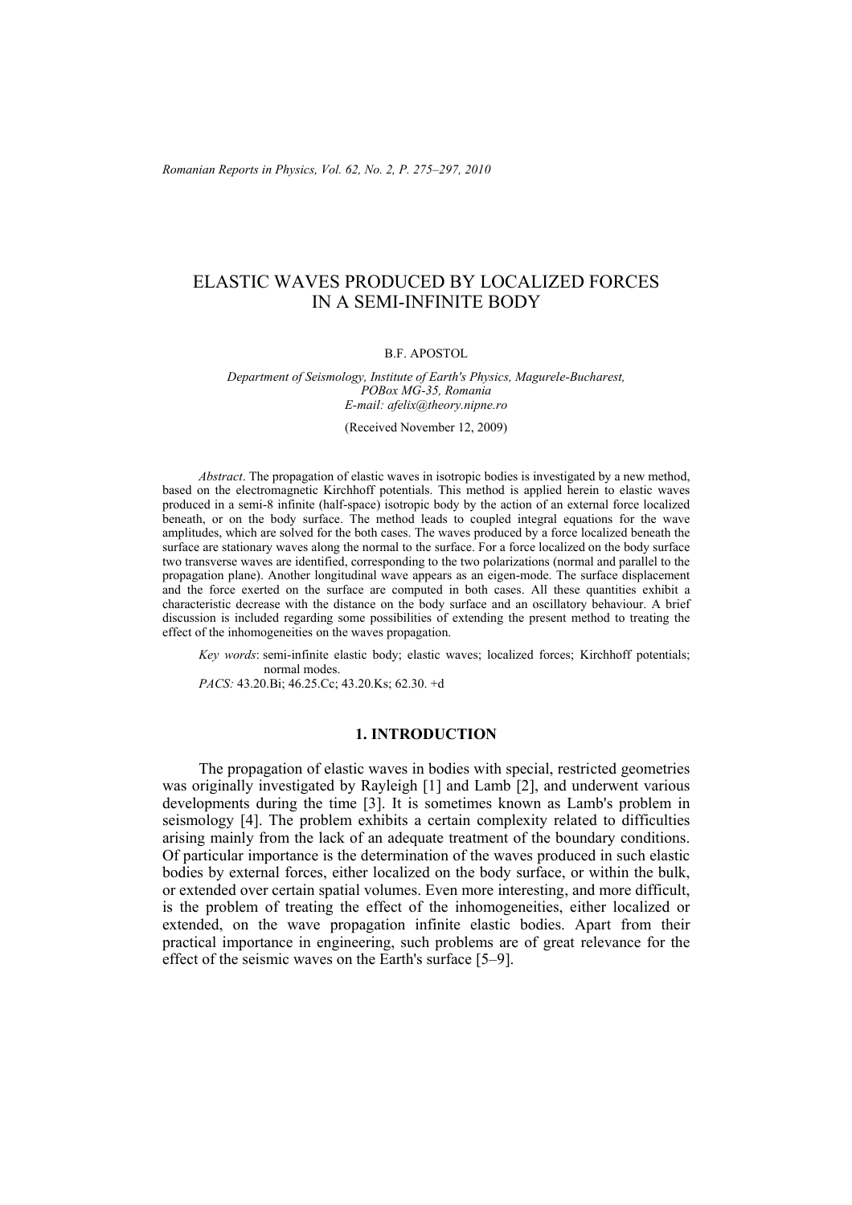# ELASTIC WAVES PRODUCED BY LOCALIZED FORCES IN A SEMI-INFINITE BODY

B.F. APOSTOL

*Department of Seismology, Institute of Earth's Physics, Magurele-Bucharest, POBox MG-35, Romania*
*E-mail: afelix@theory.nipne.ro*

(Received November 12, 2009)

*Abstract*. The propagation of elastic waves in isotropic bodies is investigated by a new method, based on the electromagnetic Kirchhoff potentials. This method is applied herein to elastic waves produced in a semi-8 infinite (half-space) isotropic body by the action of an external force localized beneath, or on the body surface. The method leads to coupled integral equations for the wave amplitudes, which are solved for the both cases. The waves produced by a force localized beneath the surface are stationary waves along the normal to the surface. For a force localized on the body surface two transverse waves are identified, corresponding to the two polarizations (normal and parallel to the propagation plane). Another longitudinal wave appears as an eigen-mode. The surface displacement and the force exerted on the surface are computed in both cases. All these quantities exhibit a characteristic decrease with the distance on the body surface and an oscillatory behaviour. A brief discussion is included regarding some possibilities of extending the present method to treating the effect of the inhomogeneities on the waves propagation.

*Key words*: semi-infinite elastic body; elastic waves; localized forces; Kirchhoff potentials; normal modes.

*PACS:* 43.20.Bi; 46.25.Cc; 43.20.Ks; 62.30. +d

## 1. INTRODUCTION

The propagation of elastic waves in bodies with special, restricted geometries was originally investigated by Rayleigh [1] and Lamb [2], and underwent various developments during the time [3]. It is sometimes known as Lamb's problem in seismology [4]. The problem exhibits a certain complexity related to difficulties arising mainly from the lack of an adequate treatment of the boundary conditions. Of particular importance is the determination of the waves produced in such elastic bodies by external forces, either localized on the body surface, or within the bulk, or extended over certain spatial volumes. Even more interesting, and more difficult, is the problem of treating the effect of the inhomogeneities, either localized or extended, on the wave propagation infinite elastic bodies. Apart from their practical importance in engineering, such problems are of great relevance for the effect of the seismic waves on the Earth's surface [5–9].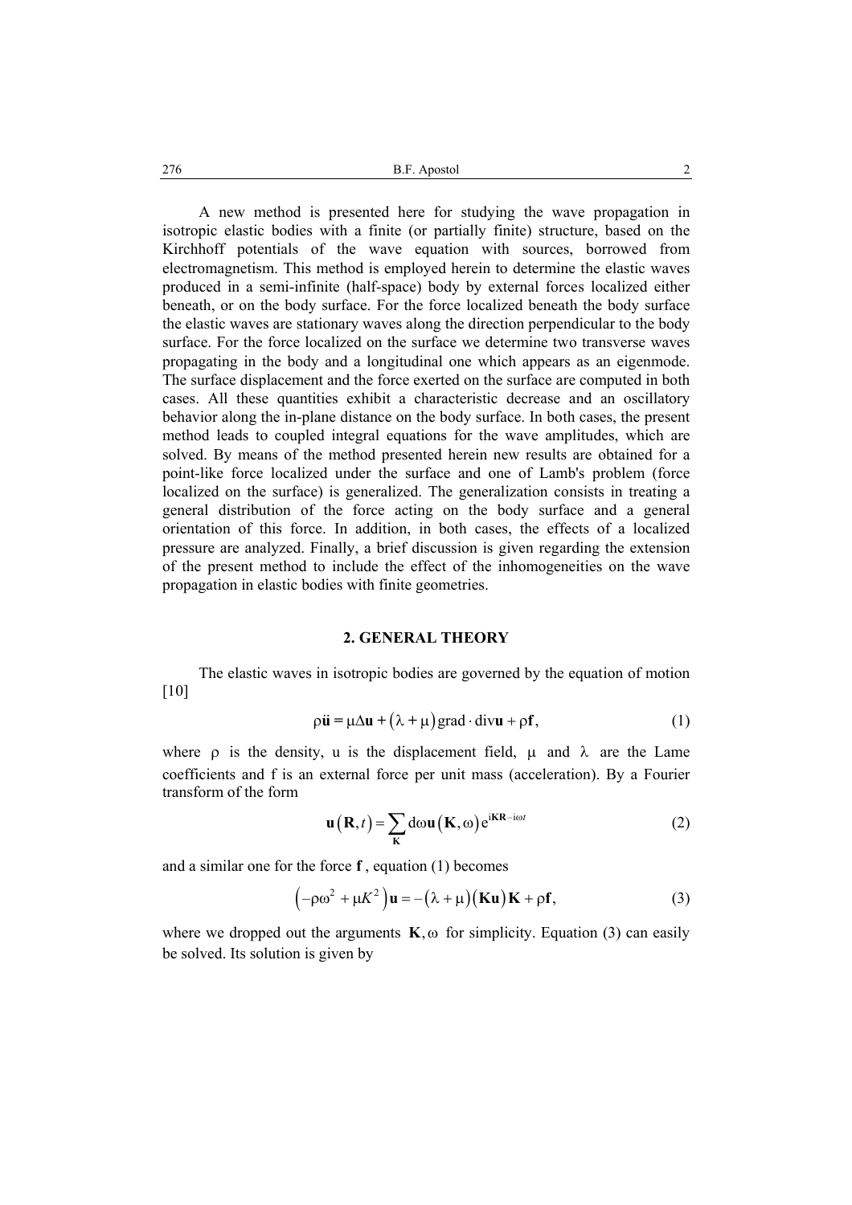A new method is presented here for studying the wave propagation in isotropic elastic bodies with a finite (or partially finite) structure, based on the Kirchhoff potentials of the wave equation with sources, borrowed from electromagnetism. This method is employed herein to determine the elastic waves produced in a semi-infinite (half-space) body by external forces localized either beneath, or on the body surface. For the force localized beneath the body surface the elastic waves are stationary waves along the direction perpendicular to the body surface. For the force localized on the surface we determine two transverse waves propagating in the body and a longitudinal one which appears as an eigenmode. The surface displacement and the force exerted on the surface are computed in both cases. All these quantities exhibit a characteristic decrease and an oscillatory behavior along the in-plane distance on the body surface. In both cases, the present method leads to coupled integral equations for the wave amplitudes, which are solved. By means of the method presented herein new results are obtained for a point-like force localized under the surface and one of Lamb's problem (force localized on the surface) is generalized. The generalization consists in treating a general distribution of the force acting on the body surface and a general orientation of this force. In addition, in both cases, the effects of a localized pressure are analyzed. Finally, a brief discussion is given regarding the extension of the present method to include the effect of the inhomogeneities on the wave propagation in elastic bodies with finite geometries.

## 2. GENERAL THEORY

The elastic waves in isotropic bodies are governed by the equation of motion [10]

$$\rho\ddot{\mathbf{u}} = \mu\Delta\mathbf{u} + (\lambda+\mu)\,\mathrm{grad}\cdot\mathrm{div}\mathbf{u} + \rho\mathbf{f}, \tag{1}$$

where $\rho$ is the density, u is the displacement field, $\mu$ and $\lambda$ are the Lame coefficients and f is an external force per unit mass (acceleration). By a Fourier transform of the form

$$\mathbf{u}(\mathbf{R},t) = \sum_{\mathbf{K}} \mathrm{d}\omega\,\mathbf{u}(\mathbf{K},\omega)\,\mathrm{e}^{\mathrm{i}\mathbf{K}\mathbf{R}-\mathrm{i}\omega t} \tag{2}$$

and a similar one for the force $\mathbf{f}$, equation (1) becomes

$$\left(-\rho\omega^2 + \mu K^2\right)\mathbf{u} = -(\lambda+\mu)(\mathbf{K}\mathbf{u})\mathbf{K} + \rho\mathbf{f}, \tag{3}$$

where we dropped out the arguments $\mathbf{K},\omega$ for simplicity. Equation (3) can easily be solved. Its solution is given by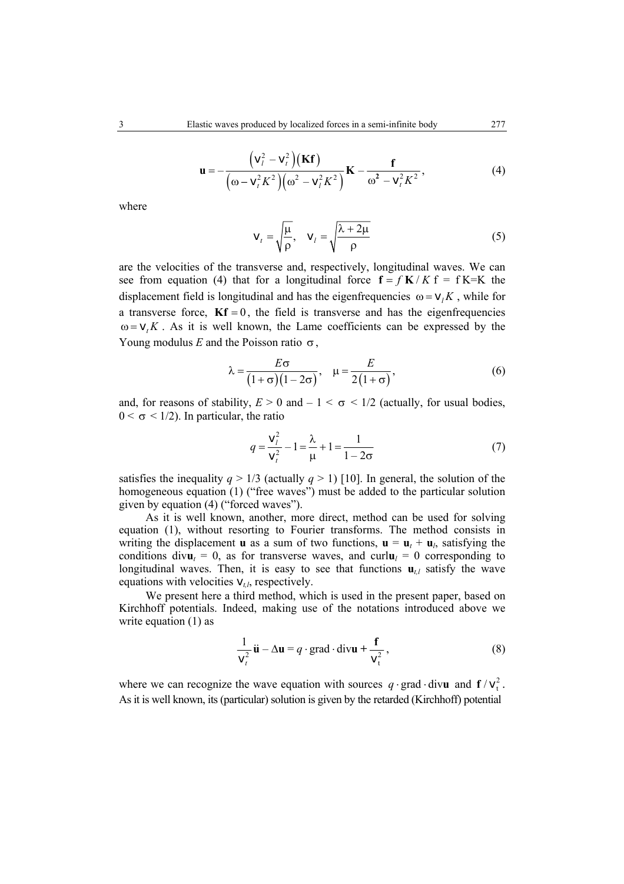$$\mathbf{u} = -\frac{\left(v_l^2 - v_t^2\right)\left(\mathbf{Kf}\right)}{\left(\omega - v_t^2 K^2\right)\left(\omega^2 - v_l^2 K^2\right)}\mathbf{K} - \frac{\mathbf{f}}{\omega^2 - v_t^2 K^2}, \tag{4}$$

where

$$v_t = \sqrt{\frac{\mu}{\rho}}, \quad v_l = \sqrt{\frac{\lambda + 2\mu}{\rho}} \tag{5}$$

are the velocities of the transverse and, respectively, longitudinal waves. We can see from equation (4) that for a longitudinal force $\mathbf{f} = f\,\mathbf{K}/K$ f = f K=K the displacement field is longitudinal and has the eigenfrequencies $\omega = v_l K$, while for a transverse force, $\mathbf{Kf} = 0$, the field is transverse and has the eigenfrequencies $\omega = v_t K$. As it is well known, the Lame coefficients can be expressed by the Young modulus $E$ and the Poisson ratio $\sigma$,

$$\lambda = \frac{E\sigma}{\left(1+\sigma\right)\left(1-2\sigma\right)}, \quad \mu = \frac{E}{2\left(1+\sigma\right)}, \tag{6}$$

and, for reasons of stability, $E > 0$ and $-1 < \sigma < 1/2$ (actually, for usual bodies, $0 < \sigma < 1/2$). In particular, the ratio

$$q = \frac{v_l^2}{v_t^2} - 1 = \frac{\lambda}{\mu} + 1 = \frac{1}{1-2\sigma} \tag{7}$$

satisfies the inequality $q > 1/3$ (actually $q > 1$) [10]. In general, the solution of the homogeneous equation (1) ("free waves") must be added to the particular solution given by equation (4) ("forced waves").

As it is well known, another, more direct, method can be used for solving equation (1), without resorting to Fourier transforms. The method consists in writing the displacement $\mathbf{u}$ as a sum of two functions, $\mathbf{u} = \mathbf{u}_t + \mathbf{u}_l$, satisfying the conditions $\mathrm{div}\mathbf{u}_t = 0$, as for transverse waves, and $\mathrm{curl}\mathbf{u}_l = 0$ corresponding to longitudinal waves. Then, it is easy to see that functions $\mathbf{u}_{t,l}$ satisfy the wave equations with velocities $v_{t,l}$, respectively.

We present here a third method, which is used in the present paper, based on Kirchhoff potentials. Indeed, making use of the notations introduced above we write equation (1) as

$$\frac{1}{v_t^2}\ddot{\mathbf{u}} - \Delta\mathbf{u} = q \cdot \mathrm{grad} \cdot \mathrm{div}\mathbf{u} + \frac{\mathbf{f}}{v_t^2}, \tag{8}$$

where we can recognize the wave equation with sources $q \cdot \mathrm{grad} \cdot \mathrm{div}\mathbf{u}$ and $\mathbf{f}/v_t^2$. As it is well known, its (particular) solution is given by the retarded (Kirchhoff) potential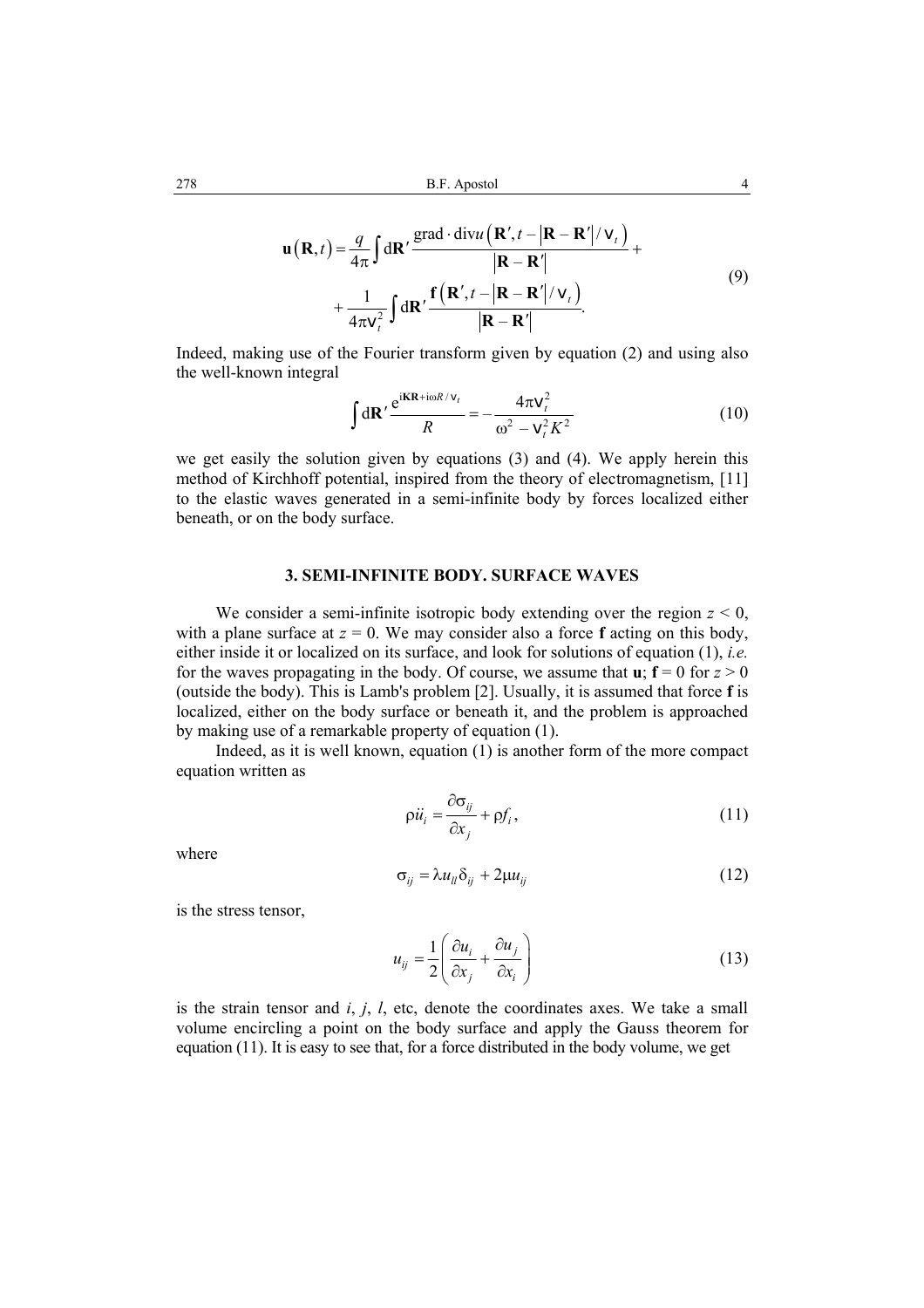$$
\mathbf{u}\left(\mathbf{R},t\right)=\frac{q}{4\pi}\int \mathrm{d}\mathbf{R}'\,\frac{\mathrm{grad}\cdot\mathrm{div}u\left(\mathbf{R}',t-\left|\mathbf{R}-\mathbf{R}'\right|/\mathrm{v}_t\right)}{\left|\mathbf{R}-\mathbf{R}'\right|}+
$$
$$
+\frac{1}{4\pi \mathrm{v}_t^2}\int \mathrm{d}\mathbf{R}'\,\frac{\mathbf{f}\left(\mathbf{R}',t-\left|\mathbf{R}-\mathbf{R}'\right|/\mathrm{v}_t\right)}{\left|\mathbf{R}-\mathbf{R}'\right|}. \tag{9}
$$

Indeed, making use of the Fourier transform given by equation (2) and using also the well-known integral

$$
\int \mathrm{d}\mathbf{R}'\,\frac{\mathrm{e}^{\mathrm{i}\mathbf{KR}+\mathrm{i}\omega R/\mathrm{v}_t}}{R}=-\frac{4\pi \mathrm{v}_t^2}{\omega^2-\mathrm{v}_t^2K^2} \tag{10}
$$

we get easily the solution given by equations (3) and (4). We apply herein this method of Kirchhoff potential, inspired from the theory of electromagnetism, [11] to the elastic waves generated in a semi-infinite body by forces localized either beneath, or on the body surface.

## 3. SEMI-INFINITE BODY. SURFACE WAVES

We consider a semi-infinite isotropic body extending over the region $z < 0$, with a plane surface at $z = 0$. We may consider also a force $\mathbf{f}$ acting on this body, either inside it or localized on its surface, and look for solutions of equation (1), *i.e.* for the waves propagating in the body. Of course, we assume that $\mathbf{u}$; $\mathbf{f} = 0$ for $z > 0$ (outside the body). This is Lamb's problem [2]. Usually, it is assumed that force $\mathbf{f}$ is localized, either on the body surface or beneath it, and the problem is approached by making use of a remarkable property of equation (1).

Indeed, as it is well known, equation (1) is another form of the more compact equation written as

$$
\rho\ddot{u}_i=\frac{\partial\sigma_{ij}}{\partial x_j}+\rho f_i\,, \tag{11}
$$

where

$$
\sigma_{ij}=\lambda u_{ll}\delta_{ij}+2\mu u_{ij} \tag{12}
$$

is the stress tensor,

$$
u_{ij}=\frac{1}{2}\left(\frac{\partial u_i}{\partial x_j}+\frac{\partial u_j}{\partial x_i}\right) \tag{13}
$$

is the strain tensor and $i$, $j$, $l$, etc, denote the coordinates axes. We take a small volume encircling a point on the body surface and apply the Gauss theorem for equation (11). It is easy to see that, for a force distributed in the body volume, we get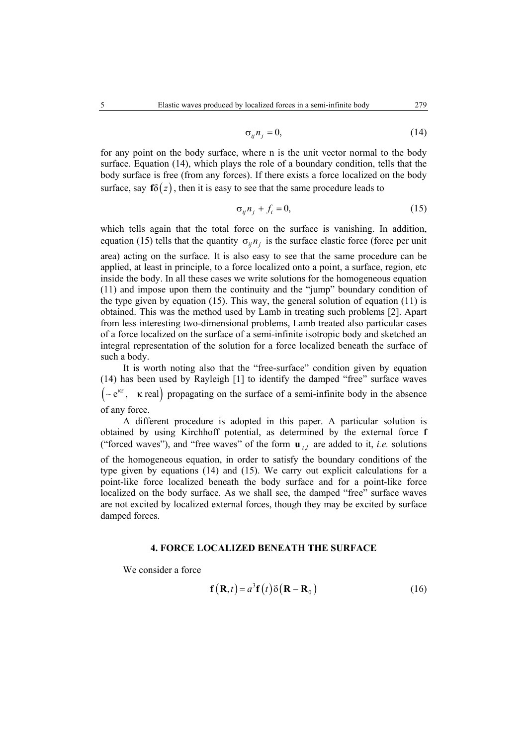$$\sigma_{ij} n_j = 0, \tag{14}$$

for any point on the body surface, where n is the unit vector normal to the body surface. Equation (14), which plays the role of a boundary condition, tells that the body surface is free (from any forces). If there exists a force localized on the body surface, say $\mathbf{f}\delta(z)$, then it is easy to see that the same procedure leads to

$$\sigma_{ij} n_j + f_i = 0, \tag{15}$$

which tells again that the total force on the surface is vanishing. In addition, equation (15) tells that the quantity $\sigma_{ij} n_j$ is the surface elastic force (force per unit area) acting on the surface. It is also easy to see that the same procedure can be applied, at least in principle, to a force localized onto a point, a surface, region, etc inside the body. In all these cases we write solutions for the homogeneous equation (11) and impose upon them the continuity and the "jump" boundary condition of the type given by equation (15). This way, the general solution of equation (11) is obtained. This was the method used by Lamb in treating such problems [2]. Apart from less interesting two-dimensional problems, Lamb treated also particular cases of a force localized on the surface of a semi-infinite isotropic body and sketched an integral representation of the solution for a force localized beneath the surface of such a body.

It is worth noting also that the "free-surface" condition given by equation (14) has been used by Rayleigh [1] to identify the damped "free" surface waves $\left(\sim e^{\kappa z}, \quad \kappa \text{ real}\right)$ propagating on the surface of a semi-infinite body in the absence of any force.

A different procedure is adopted in this paper. A particular solution is obtained by using Kirchhoff potential, as determined by the external force $\mathbf{f}$ ("forced waves"), and "free waves" of the form $\mathbf{u}_{t,l}$ are added to it, *i.e.* solutions of the homogeneous equation, in order to satisfy the boundary conditions of the type given by equations (14) and (15). We carry out explicit calculations for a point-like force localized beneath the body surface and for a point-like force localized on the body surface. As we shall see, the damped "free" surface waves are not excited by localized external forces, though they may be excited by surface damped forces.

## 4. FORCE LOCALIZED BENEATH THE SURFACE

We consider a force

$$\mathbf{f}(\mathbf{R},t) = a^3 \mathbf{f}(t)\delta(\mathbf{R} - \mathbf{R}_0) \tag{16}$$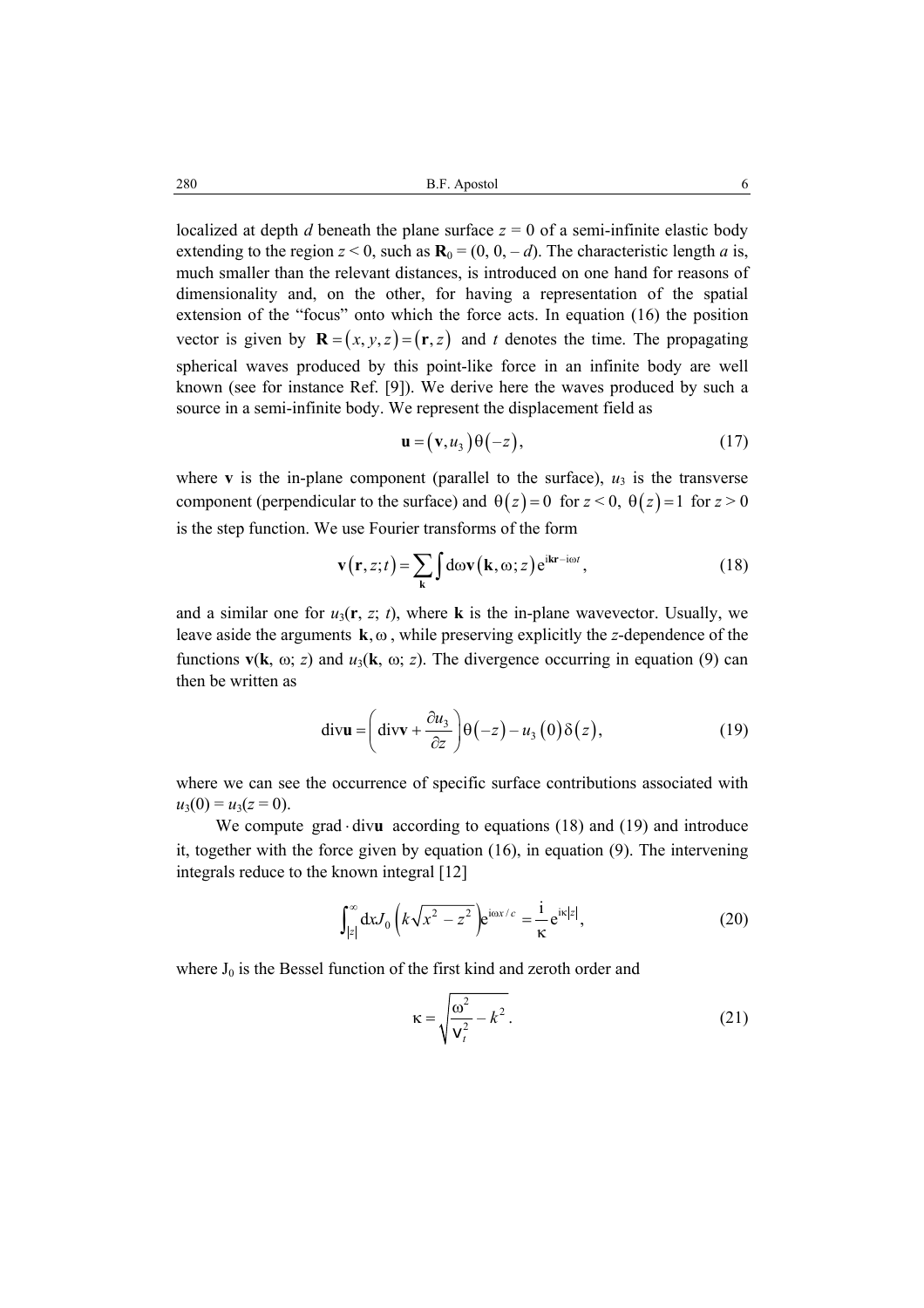localized at depth $d$ beneath the plane surface $z = 0$ of a semi-infinite elastic body extending to the region $z < 0$, such as $\mathbf{R}_0 = (0, 0, -d)$. The characteristic length $a$ is, much smaller than the relevant distances, is introduced on one hand for reasons of dimensionality and, on the other, for having a representation of the spatial extension of the "focus" onto which the force acts. In equation (16) the position vector is given by $\mathbf{R} = (x, y, z) = (\mathbf{r}, z)$ and $t$ denotes the time. The propagating spherical waves produced by this point-like force in an infinite body are well known (see for instance Ref. [9]). We derive here the waves produced by such a source in a semi-infinite body. We represent the displacement field as

$$\mathbf{u} = (\mathbf{v}, u_3)\theta(-z), \tag{17}$$

where $\mathbf{v}$ is the in-plane component (parallel to the surface), $u_3$ is the transverse component (perpendicular to the surface) and $\theta(z) = 0$ for $z < 0$, $\theta(z) = 1$ for $z > 0$ is the step function. We use Fourier transforms of the form

$$\mathbf{v}(\mathbf{r}, z; t) = \sum_{\mathbf{k}} \int \mathrm{d}\omega \mathbf{v}(\mathbf{k}, \omega; z) \mathrm{e}^{\mathrm{i}\mathbf{kr} - \mathrm{i}\omega t}, \tag{18}$$

and a similar one for $u_3(\mathbf{r}, z; t)$, where $\mathbf{k}$ is the in-plane wavevector. Usually, we leave aside the arguments $\mathbf{k}, \omega$, while preserving explicitly the $z$-dependence of the functions $\mathbf{v}(\mathbf{k}, \omega; z)$ and $u_3(\mathbf{k}, \omega; z)$. The divergence occurring in equation (9) can then be written as

$$\mathrm{div}\mathbf{u} = \left( \mathrm{div}\mathbf{v} + \frac{\partial u_3}{\partial z} \right) \theta(-z) - u_3(0)\delta(z), \tag{19}$$

where we can see the occurrence of specific surface contributions associated with $u_3(0) = u_3(z = 0)$.

We compute $\mathrm{grad} \cdot \mathrm{div}\mathbf{u}$ according to equations (18) and (19) and introduce it, together with the force given by equation (16), in equation (9). The intervening integrals reduce to the known integral [12]

$$\int_{|z|}^{\infty} \mathrm{d}x J_0\left(k\sqrt{x^2 - z^2}\right) \mathrm{e}^{\mathrm{i}\omega x/c} = \frac{\mathrm{i}}{\kappa} \mathrm{e}^{\mathrm{i}\kappa |z|}, \tag{20}$$

where $J_0$ is the Bessel function of the first kind and zeroth order and

$$\kappa = \sqrt{\frac{\omega^2}{v_t^2} - k^2}. \tag{21}$$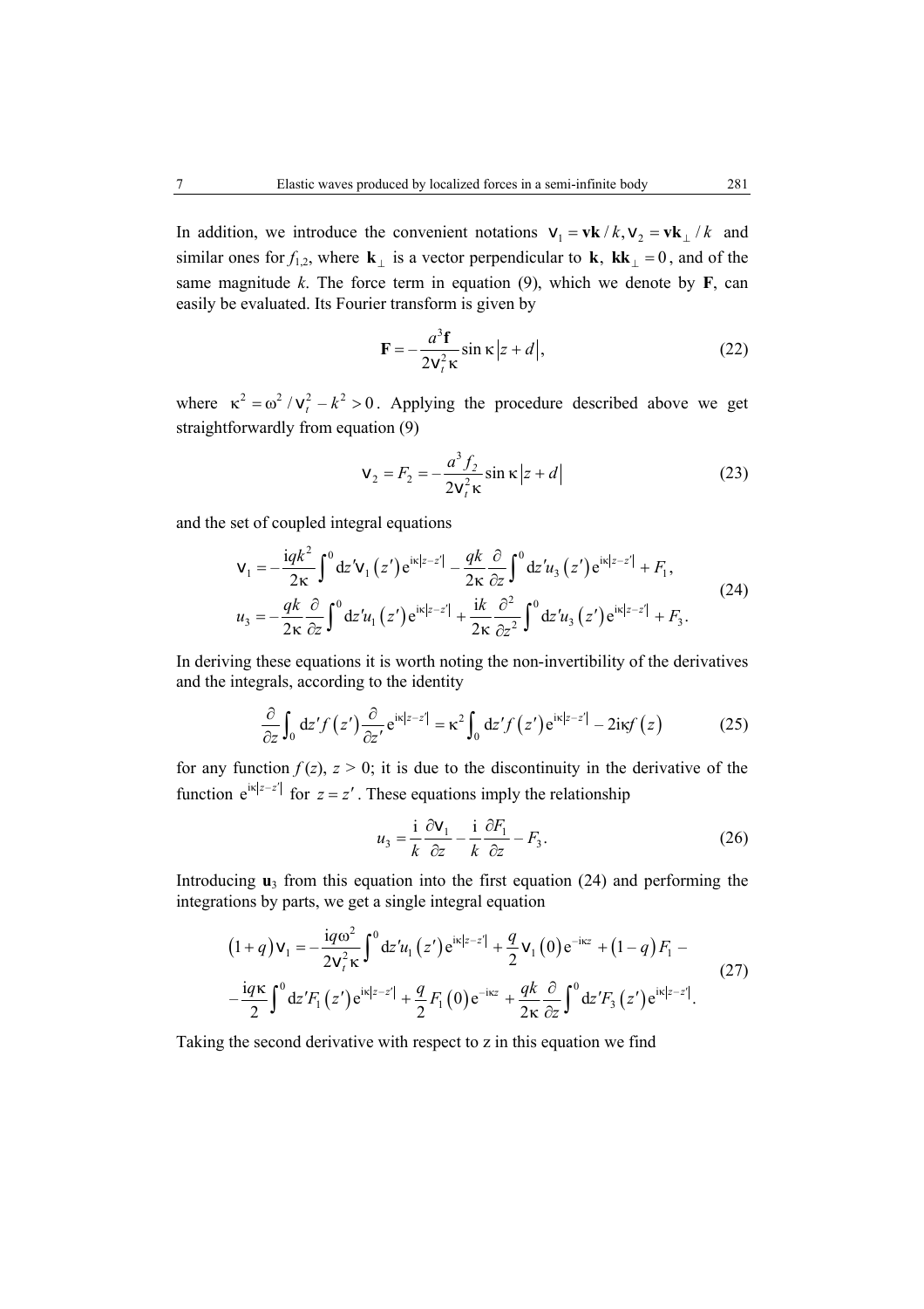In addition, we introduce the convenient notations $v_1 = \mathbf{vk}/k, v_2 = \mathbf{vk}_\perp/k$ and similar ones for $f_{1,2}$, where $\mathbf{k}_\perp$ is a vector perpendicular to $\mathbf{k}$, $\mathbf{kk}_\perp = 0$, and of the same magnitude $k$. The force term in equation (9), which we denote by $\mathbf{F}$, can easily be evaluated. Its Fourier transform is given by

$$\mathbf{F} = -\frac{a^3 \mathbf{f}}{2v_t^2 \kappa} \sin \kappa |z+d|, \tag{22}$$

where $\kappa^2 = \omega^2 / v_t^2 - k^2 > 0$. Applying the procedure described above we get straightforwardly from equation (9)

$$v_2 = F_2 = -\frac{a^3 f_2}{2v_t^2 \kappa} \sin \kappa |z+d| \tag{23}$$

and the set of coupled integral equations

$$\begin{aligned} v_1 &= -\frac{\mathrm{i}qk^2}{2\kappa} \int^0 \mathrm{d}z' v_1(z') \mathrm{e}^{\mathrm{i}\kappa|z-z'|} - \frac{qk}{2\kappa} \frac{\partial}{\partial z} \int^0 \mathrm{d}z' u_3(z') \mathrm{e}^{\mathrm{i}\kappa|z-z'|} + F_1, \\ u_3 &= -\frac{qk}{2\kappa} \frac{\partial}{\partial z} \int^0 \mathrm{d}z' u_1(z') \mathrm{e}^{\mathrm{i}\kappa|z-z'|} + \frac{\mathrm{i}k}{2\kappa} \frac{\partial^2}{\partial z^2} \int^0 \mathrm{d}z' u_3(z') \mathrm{e}^{\mathrm{i}\kappa|z-z'|} + F_3 . \end{aligned} \tag{24}$$

In deriving these equations it is worth noting the non-invertibility of the derivatives and the integrals, according to the identity

$$\frac{\partial}{\partial z} \int_0 \mathrm{d}z' f(z') \frac{\partial}{\partial z'} \mathrm{e}^{\mathrm{i}\kappa|z-z'|} = \kappa^2 \int_0 \mathrm{d}z' f(z') \mathrm{e}^{\mathrm{i}\kappa|z-z'|} - 2\mathrm{i}\kappa f(z) \tag{25}$$

for any function $f(z)$, $z > 0$; it is due to the discontinuity in the derivative of the function $\mathrm{e}^{\mathrm{i}\kappa|z-z'|}$ for $z = z'$. These equations imply the relationship

$$u_3 = \frac{\mathrm{i}}{k} \frac{\partial v_1}{\partial z} - \frac{\mathrm{i}}{k} \frac{\partial F_1}{\partial z} - F_3 . \tag{26}$$

Introducing $\mathbf{u}_3$ from this equation into the first equation (24) and performing the integrations by parts, we get a single integral equation

$$\begin{aligned} (1+q) v_1 = &-\frac{\mathrm{i}q\omega^2}{2v_t^2 \kappa} \int^0 \mathrm{d}z' u_1(z') \mathrm{e}^{\mathrm{i}\kappa|z-z'|} + \frac{q}{2} v_1(0) \mathrm{e}^{-\mathrm{i}\kappa z} + (1-q) F_1 - \\ &-\frac{\mathrm{i}q\kappa}{2} \int^0 \mathrm{d}z' F_1(z') \mathrm{e}^{\mathrm{i}\kappa|z-z'|} + \frac{q}{2} F_1(0) \mathrm{e}^{-\mathrm{i}\kappa z} + \frac{qk}{2\kappa} \frac{\partial}{\partial z} \int^0 \mathrm{d}z' F_3(z') \mathrm{e}^{\mathrm{i}\kappa|z-z'|} . \end{aligned} \tag{27}$$

Taking the second derivative with respect to z in this equation we find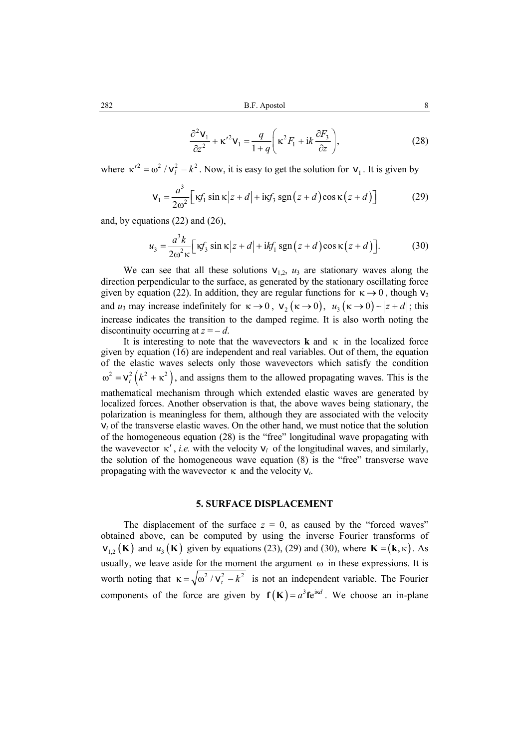$$\frac{\partial^2 v_1}{\partial z^2} + \kappa'^2 v_1 = \frac{q}{1+q}\left(\kappa^2 F_1 + \mathrm{i}k\frac{\partial F_3}{\partial z}\right), \tag{28}$$

where $\kappa'^2 = \omega^2 / v_l^2 - k^2$. Now, it is easy to get the solution for $v_1$. It is given by

$$v_1 = \frac{a^3}{2\omega^2}\left[\kappa f_1 \sin\kappa\left|z+d\right| + \mathrm{i}\kappa f_3 \operatorname{sgn}\left(z+d\right)\cos\kappa\left(z+d\right)\right] \tag{29}$$

and, by equations (22) and (26),

$$u_3 = \frac{a^3 k}{2\omega^2 \kappa}\left[\kappa f_3 \sin\kappa\left|z+d\right| + \mathrm{i}k f_1 \operatorname{sgn}\left(z+d\right)\cos\kappa\left(z+d\right)\right]. \tag{30}$$

We can see that all these solutions $v_{1,2}$, $u_3$ are stationary waves along the direction perpendicular to the surface, as generated by the stationary oscillating force given by equation (22). In addition, they are regular functions for $\kappa \to 0$, though $v_2$ and $u_3$ may increase indefinitely for $\kappa \to 0$, $v_2\left(\kappa \to 0\right)$, $u_3\left(\kappa \to 0\right) \sim \left|z+d\right|$; this increase indicates the transition to the damped regime. It is also worth noting the discontinuity occurring at $z = -d$.

It is interesting to note that the wavevectors $\mathbf{k}$ and $\kappa$ in the localized force given by equation (16) are independent and real variables. Out of them, the equation of the elastic waves selects only those wavevectors which satisfy the condition $\omega^2 = v_t^2\left(k^2 + \kappa^2\right)$, and assigns them to the allowed propagating waves. This is the mathematical mechanism through which extended elastic waves are generated by localized forces. Another observation is that, the above waves being stationary, the polarization is meaningless for them, although they are associated with the velocity $v_t$ of the transverse elastic waves. On the other hand, we must notice that the solution of the homogeneous equation (28) is the "free" longitudinal wave propagating with the wavevector $\kappa'$, *i.e.* with the velocity $v_l$ of the longitudinal waves, and similarly, the solution of the homogeneous wave equation (8) is the "free" transverse wave propagating with the wavevector $\kappa$ and the velocity $v_t$.

## 5. SURFACE DISPLACEMENT

The displacement of the surface $z = 0$, as caused by the "forced waves" obtained above, can be computed by using the inverse Fourier transforms of $v_{1,2}\left(\mathbf{K}\right)$ and $u_3\left(\mathbf{K}\right)$ given by equations (23), (29) and (30), where $\mathbf{K} = \left(\mathbf{k}, \kappa\right)$. As usually, we leave aside for the moment the argument $\omega$ in these expressions. It is worth noting that $\kappa = \sqrt{\omega^2 / v_t^2 - k^2}$ is not an independent variable. The Fourier components of the force are given by $\mathbf{f}\left(\mathbf{K}\right) = a^3 \mathbf{f} e^{\mathrm{i}\kappa d}$. We choose an in-plane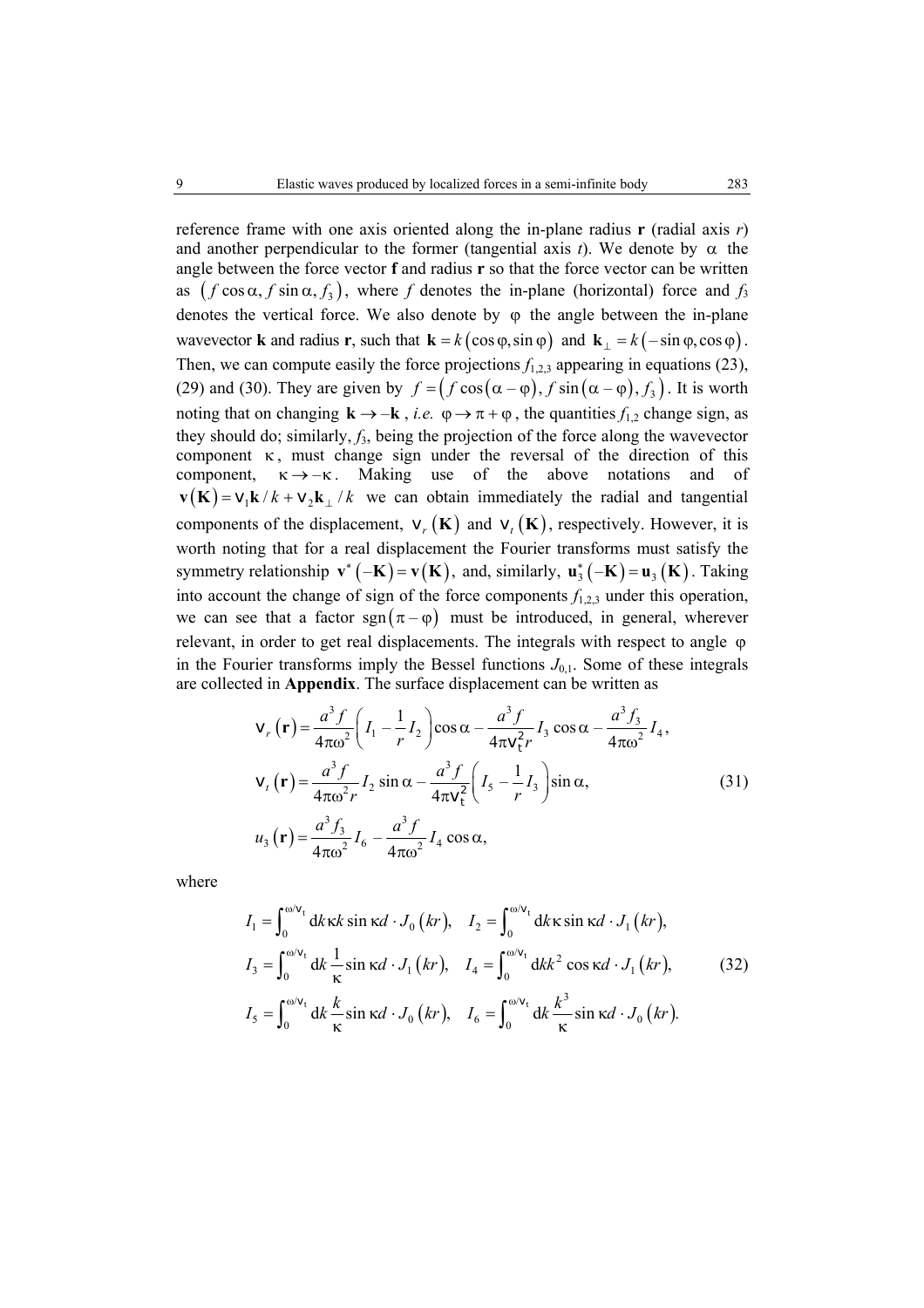reference frame with one axis oriented along the in-plane radius $\mathbf{r}$ (radial axis $r$) and another perpendicular to the former (tangential axis $t$). We denote by $\alpha$ the angle between the force vector $\mathbf{f}$ and radius $\mathbf{r}$ so that the force vector can be written as $(f\cos\alpha, f\sin\alpha, f_3)$, where $f$ denotes the in-plane (horizontal) force and $f_3$ denotes the vertical force. We also denote by $\varphi$ the angle between the in-plane wavevector $\mathbf{k}$ and radius $\mathbf{r}$, such that $\mathbf{k} = k(\cos\varphi, \sin\varphi)$ and $\mathbf{k}_\perp = k(-\sin\varphi, \cos\varphi)$. Then, we can compute easily the force projections $f_{1,2,3}$ appearing in equations (23), (29) and (30). They are given by $f = (f\cos(\alpha-\varphi), f\sin(\alpha-\varphi), f_3)$. It is worth noting that on changing $\mathbf{k} \to -\mathbf{k}$, *i.e.* $\varphi \to \pi + \varphi$, the quantities $f_{1,2}$ change sign, as they should do; similarly, $f_3$, being the projection of the force along the wavevector component $\kappa$, must change sign under the reversal of the direction of this component, $\kappa \to -\kappa$. Making use of the above notations and of $\mathbf{v}(\mathbf{K}) = v_1\mathbf{k}/k + v_2\mathbf{k}_\perp/k$ we can obtain immediately the radial and tangential components of the displacement, $v_r(\mathbf{K})$ and $v_t(\mathbf{K})$, respectively. However, it is worth noting that for a real displacement the Fourier transforms must satisfy the symmetry relationship $\mathbf{v}^*(-\mathbf{K}) = \mathbf{v}(\mathbf{K})$, and, similarly, $\mathbf{u}_3^*(-\mathbf{K}) = \mathbf{u}_3(\mathbf{K})$. Taking into account the change of sign of the force components $f_{1,2,3}$ under this operation, we can see that a factor $\mathrm{sgn}(\pi - \varphi)$ must be introduced, in general, wherever relevant, in order to get real displacements. The integrals with respect to angle $\varphi$ in the Fourier transforms imply the Bessel functions $J_{0,1}$. Some of these integrals are collected in **Appendix**. The surface displacement can be written as

$$
\begin{aligned}
v_r(\mathbf{r}) &= \frac{a^3 f}{4\pi\omega^2}\left(I_1 - \frac{1}{r}I_2\right)\cos\alpha - \frac{a^3 f}{4\pi v_t^2 r} I_3 \cos\alpha - \frac{a^3 f_3}{4\pi\omega^2} I_4, \\
v_t(\mathbf{r}) &= \frac{a^3 f}{4\pi\omega^2 r} I_2 \sin\alpha - \frac{a^3 f}{4\pi v_t^2}\left(I_5 - \frac{1}{r}I_3\right)\sin\alpha, \\
u_3(\mathbf{r}) &= \frac{a^3 f_3}{4\pi\omega^2} I_6 - \frac{a^3 f}{4\pi\omega^2} I_4 \cos\alpha,
\end{aligned}
\tag{31}
$$

where

$$
\begin{aligned}
I_1 &= \int_0^{\omega/v_t} \mathrm{d}k\,\kappa k \sin\kappa d \cdot J_0(kr), \quad I_2 = \int_0^{\omega/v_t} \mathrm{d}k\,\kappa \sin\kappa d \cdot J_1(kr), \\
I_3 &= \int_0^{\omega/v_t} \mathrm{d}k\,\frac{1}{\kappa} \sin\kappa d \cdot J_1(kr), \quad I_4 = \int_0^{\omega/v_t} \mathrm{d}k k^2 \cos\kappa d \cdot J_1(kr), \\
I_5 &= \int_0^{\omega/v_t} \mathrm{d}k\,\frac{k}{\kappa} \sin\kappa d \cdot J_0(kr), \quad I_6 = \int_0^{\omega/v_t} \mathrm{d}k\,\frac{k^3}{\kappa} \sin\kappa d \cdot J_0(kr).
\end{aligned}
\tag{32}
$$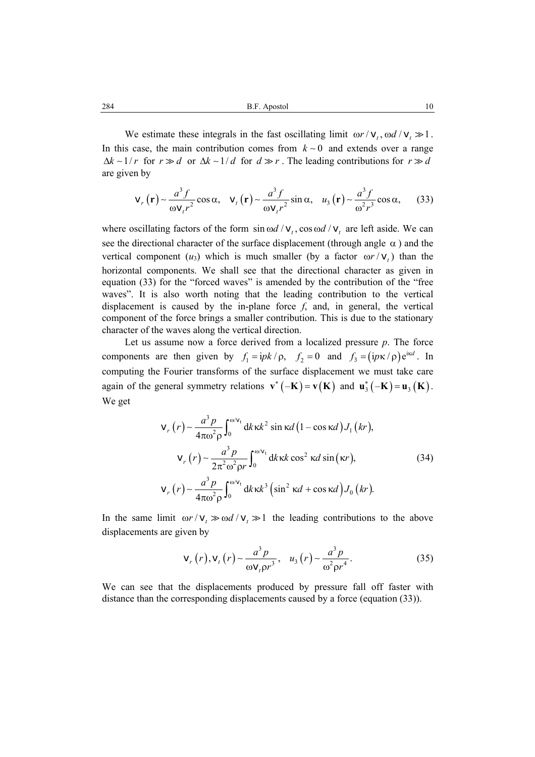We estimate these integrals in the fast oscillating limit $\omega r / v_t, \omega d / v_t \gg 1$. In this case, the main contribution comes from $k \sim 0$ and extends over a range $\Delta k \sim 1/r$ for $r \gg d$ or $\Delta k \sim 1/d$ for $d \gg r$. The leading contributions for $r \gg d$ are given by

$$v_r(\mathbf{r}) \sim \frac{a^3 f}{\omega v_t r^2} \cos\alpha, \quad v_t(\mathbf{r}) \sim \frac{a^3 f}{\omega v_t r^2} \sin\alpha, \quad u_3(\mathbf{r}) \sim \frac{a^3 f}{\omega^2 r^3} \cos\alpha, \tag{33}$$

where oscillating factors of the form $\sin \omega d / v_t, \cos \omega d / v_t$ are left aside. We can see the directional character of the surface displacement (through angle $\alpha$) and the vertical component ($u_3$) which is much smaller (by a factor $\omega r / v_t$) than the horizontal components. We shall see that the directional character as given in equation (33) for the "forced waves" is amended by the contribution of the "free waves". It is also worth noting that the leading contribution to the vertical displacement is caused by the in-plane force $f$, and, in general, the vertical component of the force brings a smaller contribution. This is due to the stationary character of the waves along the vertical direction.

Let us assume now a force derived from a localized pressure $p$. The force components are then given by $f_1 = \mathrm{i}pk/\rho, \quad f_2 = 0$ and $f_3 = (\mathrm{i}p\kappa/\rho)\mathrm{e}^{\mathrm{i}\kappa d}$. In computing the Fourier transforms of the surface displacement we must take care again of the general symmetry relations $\mathbf{v}^*(-\mathbf{K}) = \mathbf{v}(\mathbf{K})$ and $\mathbf{u}_3^*(-\mathbf{K}) = \mathbf{u}_3(\mathbf{K})$. We get

$$\begin{gathered}
v_r(r) \sim \frac{a^3 p}{4\pi\omega^2\rho} \int_0^{\omega/v_t} \mathrm{d}k\, \kappa k^2 \sin\kappa d \left(1 - \cos\kappa d\right) J_1(kr), \\
v_r(r) \sim \frac{a^3 p}{2\pi^2\omega^2\rho r} \int_0^{\omega/v_t} \mathrm{d}k\, \kappa k \cos^2 \kappa d \sin(\kappa r), \\
v_r(r) \sim \frac{a^3 p}{4\pi\omega^2\rho} \int_0^{\omega/v_t} \mathrm{d}k\, \kappa k^3 \left(\sin^2 \kappa d + \cos\kappa d\right) J_0(kr).
\end{gathered} \tag{34}$$

In the same limit $\omega r / v_t \gg \omega d / v_t \gg 1$ the leading contributions to the above displacements are given by

$$v_r(r), v_t(r) \sim \frac{a^3 p}{\omega v_t \rho r^3}, \quad u_3(r) \sim \frac{a^3 p}{\omega^2 \rho r^4}. \tag{35}$$

We can see that the displacements produced by pressure fall off faster with distance than the corresponding displacements caused by a force (equation (33)).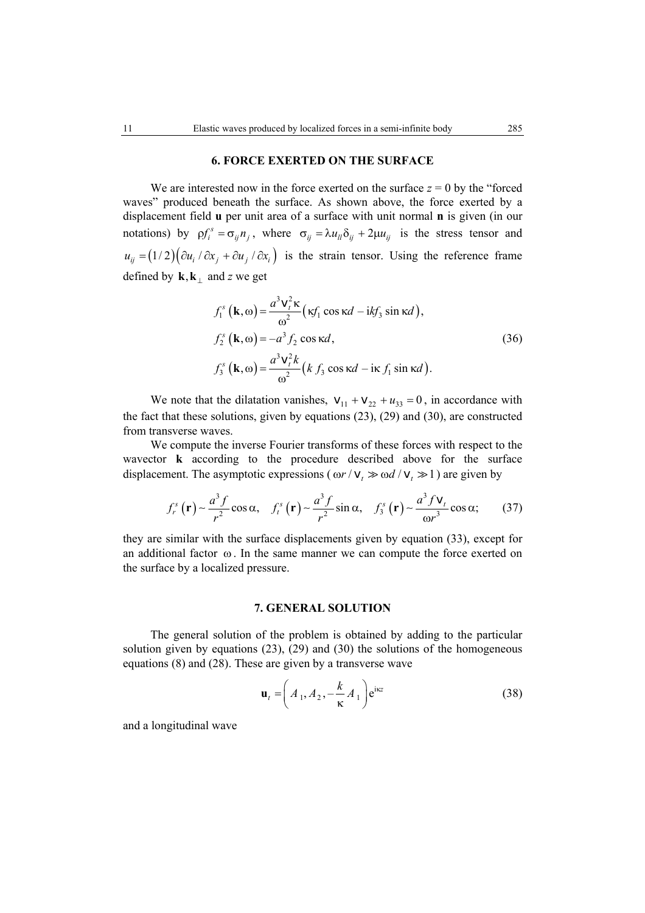## 6. FORCE EXERTED ON THE SURFACE

We are interested now in the force exerted on the surface $z = 0$ by the "forced waves" produced beneath the surface. As shown above, the force exerted by a displacement field $\mathbf{u}$ per unit area of a surface with unit normal $\mathbf{n}$ is given (in our notations) by $\rho f_i^s = \sigma_{ij} n_j$, where $\sigma_{ij} = \lambda u_{ll}\delta_{ij} + 2\mu u_{ij}$ is the stress tensor and $u_{ij} = (1/2)\left(\partial u_i / \partial x_j + \partial u_j / \partial x_i\right)$ is the strain tensor. Using the reference frame defined by $\mathbf{k}, \mathbf{k}_\perp$ and $z$ we get

$$
\begin{aligned}
f_1^s(\mathbf{k}, \omega) &= \frac{a^3 v_t^2 \kappa}{\omega^2}\left(\kappa f_1 \cos \kappa d - \mathrm{i} k f_3 \sin \kappa d\right), \\
f_2^s(\mathbf{k}, \omega) &= -a^3 f_2 \cos \kappa d, \\
f_3^s(\mathbf{k}, \omega) &= \frac{a^3 v_t^2 k}{\omega^2}\left(k\, f_3 \cos \kappa d - \mathrm{i} \kappa\, f_1 \sin \kappa d\right).
\end{aligned}
\tag{36}
$$

We note that the dilatation vanishes, $v_{11} + v_{22} + u_{33} = 0$, in accordance with the fact that these solutions, given by equations (23), (29) and (30), are constructed from transverse waves.

We compute the inverse Fourier transforms of these forces with respect to the wavector $\mathbf{k}$ according to the procedure described above for the surface displacement. The asymptotic expressions ($\omega r / v_t \gg \omega d / v_t \gg 1$) are given by

$$
f_r^s(\mathbf{r}) \sim \frac{a^3 f}{r^2} \cos \alpha, \quad f_t^s(\mathbf{r}) \sim \frac{a^3 f}{r^2} \sin \alpha, \quad f_3^s(\mathbf{r}) \sim \frac{a^3 f v_t}{\omega r^3} \cos \alpha; \tag{37}
$$

they are similar with the surface displacements given by equation (33), except for an additional factor $\omega$. In the same manner we can compute the force exerted on the surface by a localized pressure.

## 7. GENERAL SOLUTION

The general solution of the problem is obtained by adding to the particular solution given by equations (23), (29) and (30) the solutions of the homogeneous equations (8) and (28). These are given by a transverse wave

$$
\mathbf{u}_t = \left(A_1, A_2, -\frac{k}{\kappa} A_1\right) \mathrm{e}^{\mathrm{i}\kappa z} \tag{38}
$$

and a longitudinal wave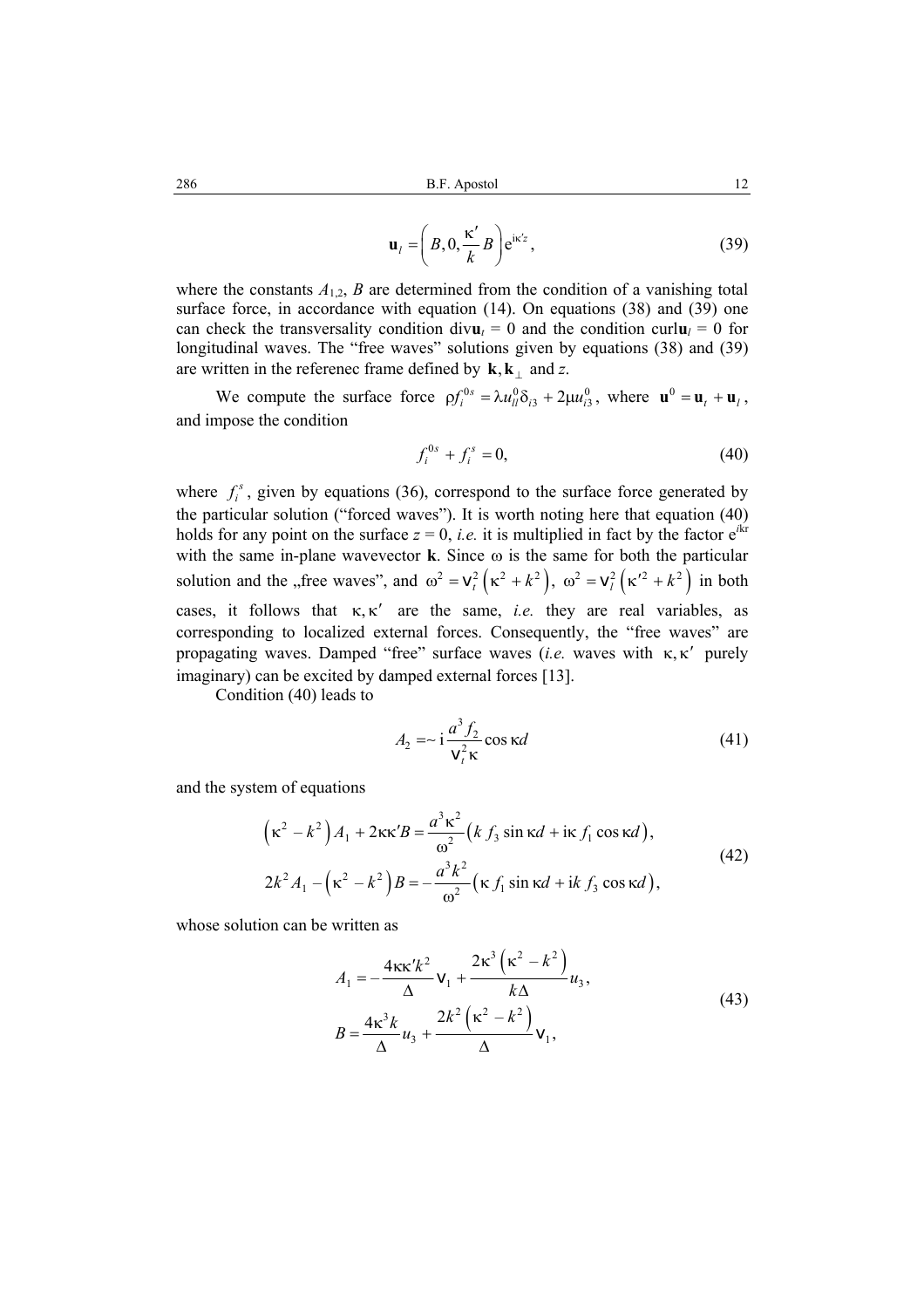$$\mathbf{u}_l = \left( B, 0, \frac{\kappa'}{k} B \right) e^{i\kappa' z}, \tag{39}$$

where the constants $A_{1,2}$, $B$ are determined from the condition of a vanishing total surface force, in accordance with equation (14). On equations (38) and (39) one can check the transversality condition div$\mathbf{u}_t = 0$ and the condition curl$\mathbf{u}_l = 0$ for longitudinal waves. The "free waves" solutions given by equations (38) and (39) are written in the referenec frame defined by $\mathbf{k}, \mathbf{k}_\perp$ and $z$.

We compute the surface force $\rho f_i^{0s} = \lambda u_{ll}^0 \delta_{i3} + 2\mu u_{i3}^0$, where $\mathbf{u}^0 = \mathbf{u}_t + \mathbf{u}_l$, and impose the condition

$$f_i^{0s} + f_i^s = 0, \tag{40}$$

where $f_i^s$, given by equations (36), correspond to the surface force generated by the particular solution ("forced waves"). It is worth noting here that equation (40) holds for any point on the surface $z = 0$, *i.e.* it is multiplied in fact by the factor $e^{i\mathbf{kr}}$ with the same in-plane wavevector $\mathbf{k}$. Since $\omega$ is the same for both the particular solution and the „free waves", and $\omega^2 = v_t^2\left(\kappa^2 + k^2\right)$, $\omega^2 = v_l^2\left(\kappa'^2 + k^2\right)$ in both cases, it follows that $\kappa, \kappa'$ are the same, *i.e.* they are real variables, as corresponding to localized external forces. Consequently, the "free waves" are propagating waves. Damped "free" surface waves (*i.e.* waves with $\kappa, \kappa'$ purely imaginary) can be excited by damped external forces [13].

Condition (40) leads to

$$A_2 = \sim i \frac{a^3 f_2}{v_t^2 \kappa} \cos \kappa d \tag{41}$$

and the system of equations

$$\begin{aligned}
&\left(\kappa^2 - k^2\right) A_1 + 2\kappa\kappa' B = \frac{a^3 \kappa^2}{\omega^2}\left(k\, f_3 \sin \kappa d + i\kappa\, f_1 \cos \kappa d\right), \\
&2k^2 A_1 - \left(\kappa^2 - k^2\right) B = -\frac{a^3 k^2}{\omega^2}\left(\kappa\, f_1 \sin \kappa d + ik\, f_3 \cos \kappa d\right),
\end{aligned} \tag{42}$$

whose solution can be written as

$$\begin{aligned}
A_1 &= -\frac{4\kappa\kappa' k^2}{\Delta} v_1 + \frac{2\kappa^3\left(\kappa^2 - k^2\right)}{k\Delta} u_3, \\
B &= \frac{4\kappa^3 k}{\Delta} u_3 + \frac{2k^2\left(\kappa^2 - k^2\right)}{\Delta} v_1,
\end{aligned} \tag{43}$$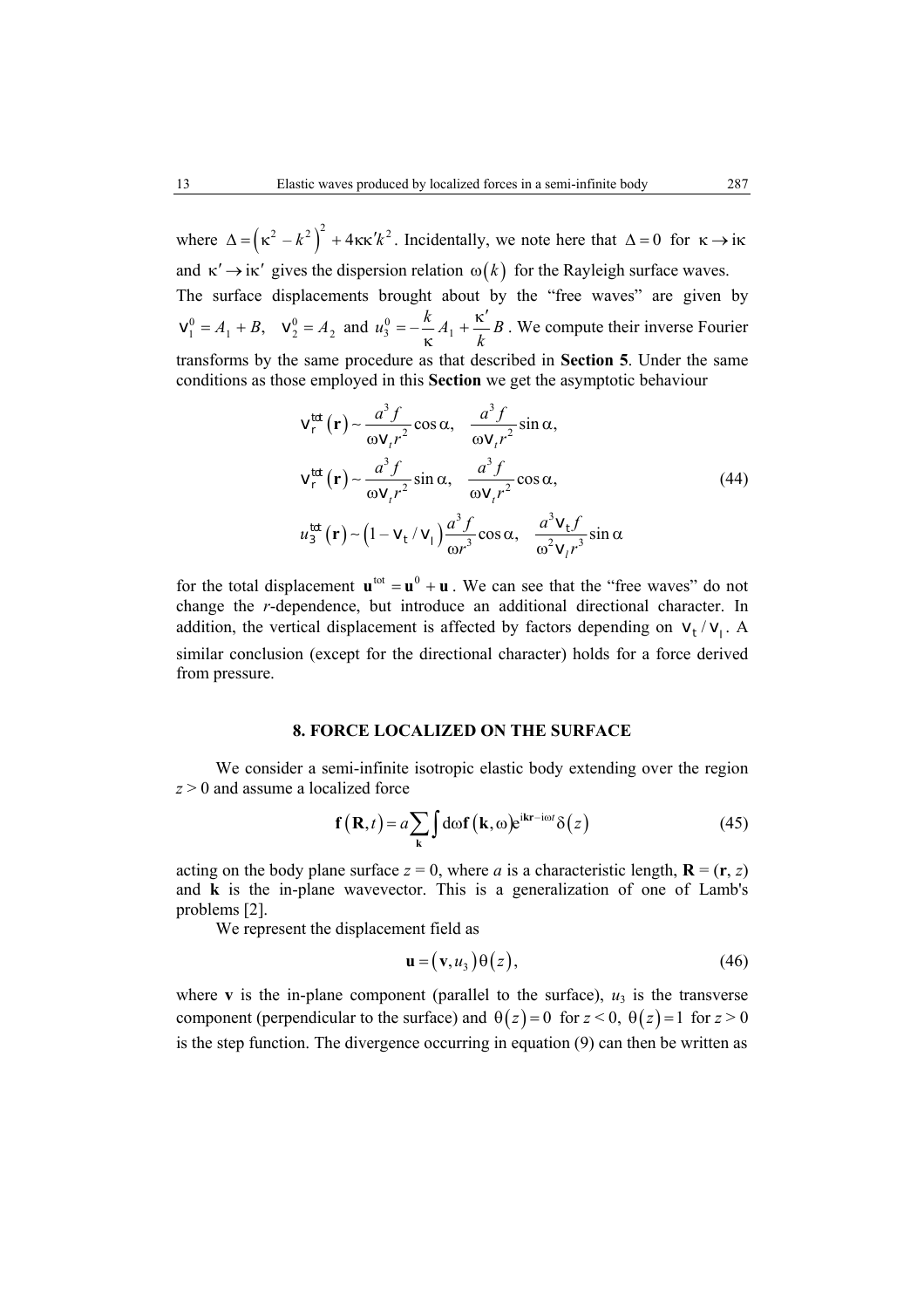where $\Delta = \left(\kappa^2 - k^2\right)^2 + 4\kappa\kappa' k^2$. Incidentally, we note here that $\Delta = 0$ for $\kappa \to \mathrm{i}\kappa$ and $\kappa' \to \mathrm{i}\kappa'$ gives the dispersion relation $\omega(k)$ for the Rayleigh surface waves.

The surface displacements brought about by the "free waves" are given by $v_1^0 = A_1 + B,\ \ v_2^0 = A_2$ and $u_3^0 = -\frac{k}{\kappa}A_1 + \frac{\kappa'}{k}B$. We compute their inverse Fourier transforms by the same procedure as that described in **Section 5**. Under the same conditions as those employed in this **Section** we get the asymptotic behaviour

$$
\begin{aligned}
v_r^{\mathrm{tot}}(\mathbf{r}) &\sim \frac{a^3 f}{\omega v_t r^2}\cos\alpha,\quad \frac{a^3 f}{\omega v_t r^2}\sin\alpha,\\
v_r^{\mathrm{tot}}(\mathbf{r}) &\sim \frac{a^3 f}{\omega v_t r^2}\sin\alpha,\quad \frac{a^3 f}{\omega v_t r^2}\cos\alpha,\\
u_3^{\mathrm{tot}}(\mathbf{r}) &\sim \left(1 - v_t / v_l\right)\frac{a^3 f}{\omega r^3}\cos\alpha,\quad \frac{a^3 v_t f}{\omega^2 v_l r^3}\sin\alpha
\end{aligned}
\tag{44}
$$

for the total displacement $\mathbf{u}^{\mathrm{tot}} = \mathbf{u}^0 + \mathbf{u}$. We can see that the "free waves" do not change the $r$-dependence, but introduce an additional directional character. In addition, the vertical displacement is affected by factors depending on $v_t / v_l$. A similar conclusion (except for the directional character) holds for a force derived from pressure.

## 8. FORCE LOCALIZED ON THE SURFACE

We consider a semi-infinite isotropic elastic body extending over the region $z > 0$ and assume a localized force

$$
\mathbf{f}(\mathbf{R}, t) = a\sum_{\mathbf{k}}\int \mathrm{d}\omega\, \mathbf{f}(\mathbf{k}, \omega)\mathrm{e}^{\mathrm{i}\mathbf{kr} - \mathrm{i}\omega t}\delta(z) \tag{45}
$$

acting on the body plane surface $z = 0$, where $a$ is a characteristic length, $\mathbf{R} = (\mathbf{r}, z)$ and $\mathbf{k}$ is the in-plane wavevector. This is a generalization of one of Lamb's problems [2].

We represent the displacement field as

$$
\mathbf{u} = \left(\mathbf{v}, u_3\right)\theta(z), \tag{46}
$$

where $\mathbf{v}$ is the in-plane component (parallel to the surface), $u_3$ is the transverse component (perpendicular to the surface) and $\theta(z) = 0$ for $z < 0$, $\theta(z) = 1$ for $z > 0$ is the step function. The divergence occurring in equation (9) can then be written as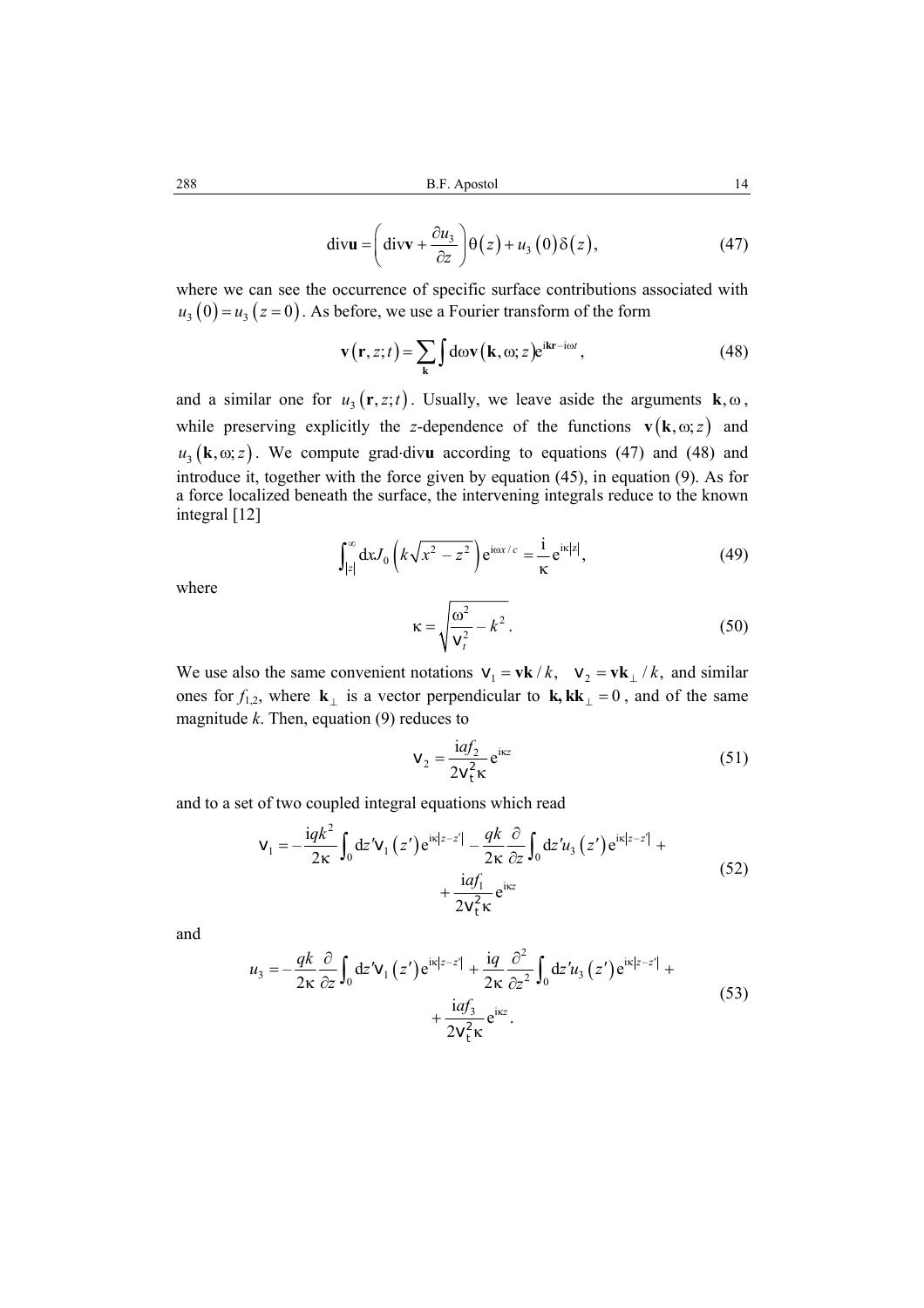$$\mathrm{div}\mathbf{u} = \left(\mathrm{div}\mathbf{v} + \frac{\partial u_3}{\partial z}\right)\theta(z) + u_3(0)\delta(z), \tag{47}$$

where we can see the occurrence of specific surface contributions associated with $u_3(0) = u_3(z=0)$. As before, we use a Fourier transform of the form

$$\mathbf{v}(\mathbf{r}, z; t) = \sum_{\mathbf{k}} \int \mathrm{d}\omega \mathbf{v}(\mathbf{k}, \omega; z) \mathrm{e}^{\mathrm{i}\mathbf{kr} - \mathrm{i}\omega t}, \tag{48}$$

and a similar one for $u_3(\mathbf{r}, z; t)$. Usually, we leave aside the arguments $\mathbf{k}, \omega$, while preserving explicitly the $z$-dependence of the functions $\mathbf{v}(\mathbf{k}, \omega; z)$ and $u_3(\mathbf{k}, \omega; z)$. We compute grad·div$\mathbf{u}$ according to equations (47) and (48) and introduce it, together with the force given by equation (45), in equation (9). As for a force localized beneath the surface, the intervening integrals reduce to the known integral [12]

$$\int_{|z|}^{\infty} \mathrm{d}x J_0\left(k\sqrt{x^2 - z^2}\right) \mathrm{e}^{\mathrm{i}\omega x/c} = \frac{\mathrm{i}}{\kappa} \mathrm{e}^{\mathrm{i}\kappa|z|}, \tag{49}$$

where

$$\kappa = \sqrt{\frac{\omega^2}{v_t^2} - k^2}. \tag{50}$$

We use also the same convenient notations $v_1 = \mathbf{vk}/k$, $v_2 = \mathbf{vk}_\perp/k$, and similar ones for $f_{1,2}$, where $\mathbf{k}_\perp$ is a vector perpendicular to $\mathbf{k}, \mathbf{kk}_\perp = 0$, and of the same magnitude $k$. Then, equation (9) reduces to

$$v_2 = \frac{\mathrm{i}af_2}{2v_t^2\kappa} \mathrm{e}^{\mathrm{i}\kappa z} \tag{51}$$

and to a set of two coupled integral equations which read

$$\begin{gathered} v_1 = -\frac{\mathrm{i}qk^2}{2\kappa} \int_0 \mathrm{d}z' v_1(z') \mathrm{e}^{\mathrm{i}\kappa|z-z'|} - \frac{qk}{2\kappa} \frac{\partial}{\partial z} \int_0 \mathrm{d}z' u_3(z') \mathrm{e}^{\mathrm{i}\kappa|z-z'|} + \\ + \frac{\mathrm{i}af_1}{2v_t^2\kappa} \mathrm{e}^{\mathrm{i}\kappa z} \end{gathered} \tag{52}$$

and

$$\begin{gathered} u_3 = -\frac{qk}{2\kappa} \frac{\partial}{\partial z} \int_0 \mathrm{d}z' v_1(z') \mathrm{e}^{\mathrm{i}\kappa|z-z'|} + \frac{\mathrm{i}q}{2\kappa} \frac{\partial^2}{\partial z^2} \int_0 \mathrm{d}z' u_3(z') \mathrm{e}^{\mathrm{i}\kappa|z-z'|} + \\ + \frac{\mathrm{i}af_3}{2v_t^2\kappa} \mathrm{e}^{\mathrm{i}\kappa z}. \end{gathered} \tag{53}$$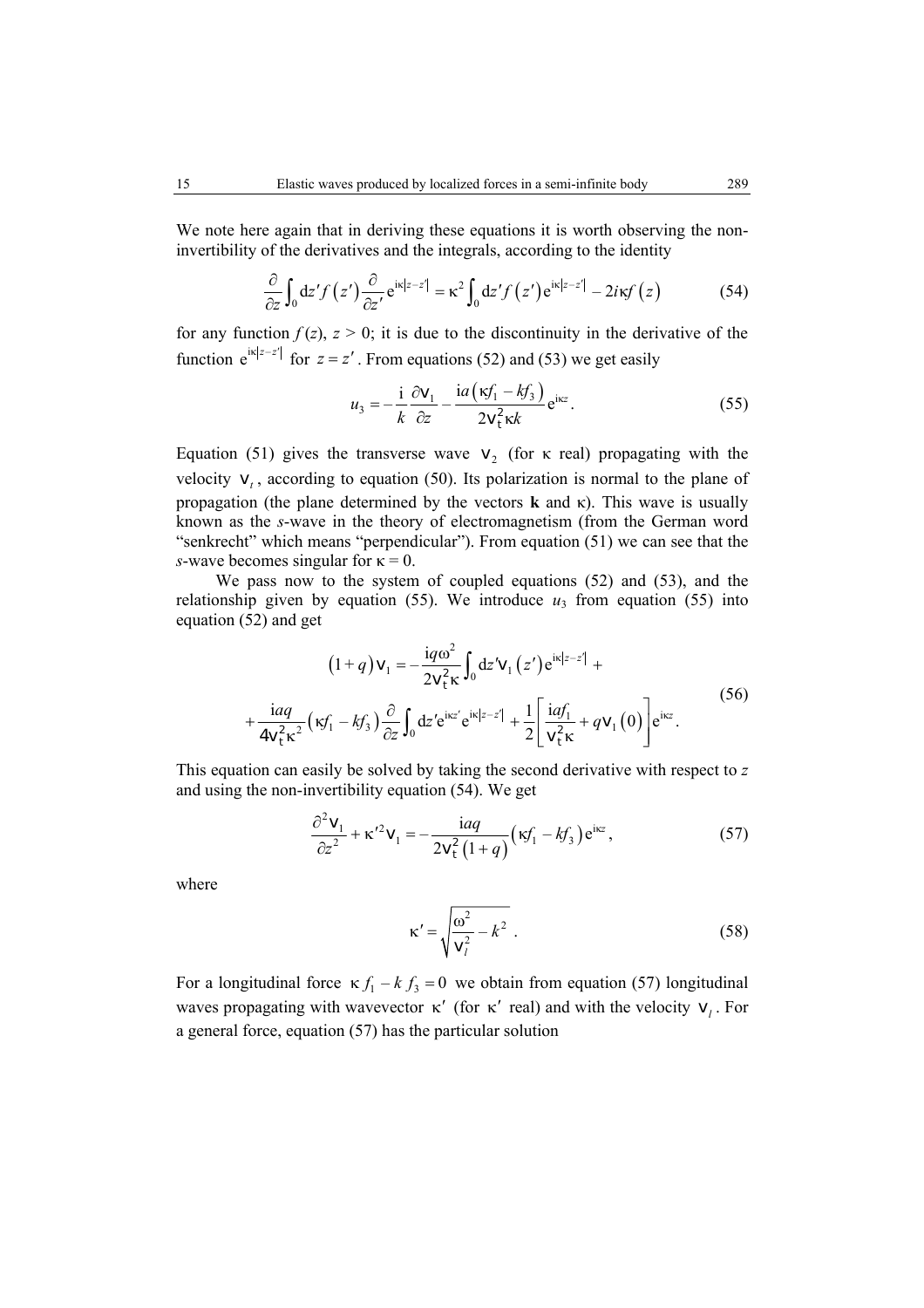We note here again that in deriving these equations it is worth observing the non-invertibility of the derivatives and the integrals, according to the identity

$$\frac{\partial}{\partial z}\int_0 \mathrm{d}z' f\left(z'\right)\frac{\partial}{\partial z'}\mathrm{e}^{\mathrm{i}\kappa|z-z'|}=\kappa^2\int_0 \mathrm{d}z' f\left(z'\right)\mathrm{e}^{\mathrm{i}\kappa|z-z'|}-2i\kappa f\left(z\right) \tag{54}$$

for any function $f\,(z)$, $z > 0$; it is due to the discontinuity in the derivative of the function $\mathrm{e}^{\mathrm{i}\kappa|z-z'|}$ for $z = z'$. From equations (52) and (53) we get easily

$$u_3=-\frac{\mathrm{i}}{k}\frac{\partial v_1}{\partial z}-\frac{\mathrm{i}a\left(\kappa f_1-kf_3\right)}{2v_t^2\kappa k}\mathrm{e}^{\mathrm{i}\kappa z}. \tag{55}$$

Equation (51) gives the transverse wave $v_2$ (for $\kappa$ real) propagating with the velocity $v_t$, according to equation (50). Its polarization is normal to the plane of propagation (the plane determined by the vectors **k** and $\kappa$). This wave is usually known as the *s*-wave in the theory of electromagnetism (from the German word "senkrecht" which means "perpendicular"). From equation (51) we can see that the *s*-wave becomes singular for $\kappa = 0$.

We pass now to the system of coupled equations (52) and (53), and the relationship given by equation (55). We introduce $u_3$ from equation (55) into equation (52) and get

$$\begin{gathered}\left(1+q\right)v_1=-\frac{\mathrm{i}q\omega^2}{2v_t^2\kappa}\int_0 \mathrm{d}z' v_1\left(z'\right)\mathrm{e}^{\mathrm{i}\kappa|z-z'|}+\\+\frac{\mathrm{i}aq}{4v_t^2\kappa^2}\left(\kappa f_1-kf_3\right)\frac{\partial}{\partial z}\int_0 \mathrm{d}z'\mathrm{e}^{\mathrm{i}\kappa z'}\mathrm{e}^{\mathrm{i}\kappa|z-z'|}+\frac{1}{2}\left[\frac{\mathrm{i}af_1}{v_t^2\kappa}+qv_1\left(0\right)\right]\mathrm{e}^{\mathrm{i}\kappa z}.\end{gathered} \tag{56}$$

This equation can easily be solved by taking the second derivative with respect to $z$ and using the non-invertibility equation (54). We get

$$\frac{\partial^2 v_1}{\partial z^2}+\kappa'^2 v_1=-\frac{\mathrm{i}aq}{2v_t^2\left(1+q\right)}\left(\kappa f_1-kf_3\right)\mathrm{e}^{\mathrm{i}\kappa z}, \tag{57}$$

where

$$\kappa'=\sqrt{\frac{\omega^2}{v_l^2}-k^2}\ . \tag{58}$$

For a longitudinal force $\kappa f_1 - k f_3 = 0$ we obtain from equation (57) longitudinal waves propagating with wavevector $\kappa'$ (for $\kappa'$ real) and with the velocity $v_l$. For a general force, equation (57) has the particular solution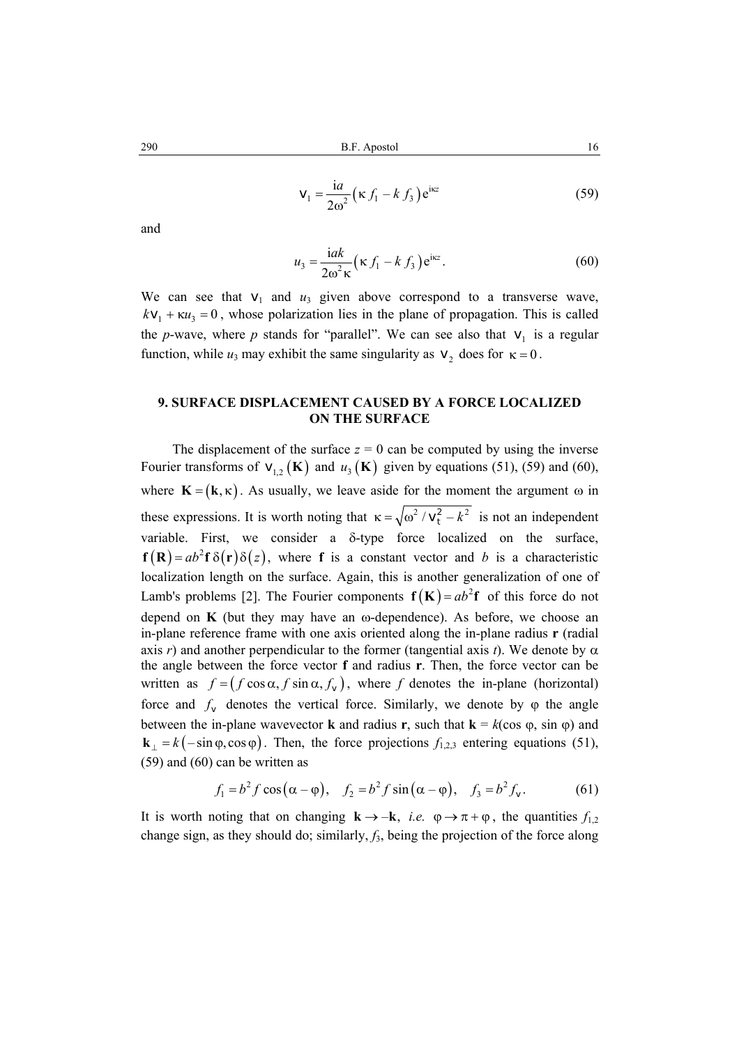$$v_1 = \frac{\mathrm{i}a}{2\omega^2}\left(\kappa f_1 - k f_3\right)\mathrm{e}^{\mathrm{i}\kappa z} \tag{59}$$

and

$$u_3 = \frac{\mathrm{i}ak}{2\omega^2\kappa}\left(\kappa f_1 - k f_3\right)\mathrm{e}^{\mathrm{i}\kappa z}. \tag{60}$$

We can see that $v_1$ and $u_3$ given above correspond to a transverse wave, $kv_1 + \kappa u_3 = 0$, whose polarization lies in the plane of propagation. This is called the *p*-wave, where *p* stands for "parallel". We can see also that $v_1$ is a regular function, while $u_3$ may exhibit the same singularity as $v_2$ does for $\kappa = 0$.

## 9. SURFACE DISPLACEMENT CAUSED BY A FORCE LOCALIZED ON THE SURFACE

The displacement of the surface $z = 0$ can be computed by using the inverse Fourier transforms of $v_{1,2}(\mathbf{K})$ and $u_3(\mathbf{K})$ given by equations (51), (59) and (60), where $\mathbf{K} = (\mathbf{k}, \kappa)$. As usually, we leave aside for the moment the argument $\omega$ in these expressions. It is worth noting that $\kappa = \sqrt{\omega^2 / v_t^2 - k^2}$ is not an independent variable. First, we consider a $\delta$-type force localized on the surface, $\mathbf{f}(\mathbf{R}) = ab^2\mathbf{f}\,\delta(\mathbf{r})\delta(z)$, where $\mathbf{f}$ is a constant vector and *b* is a characteristic localization length on the surface. Again, this is another generalization of one of Lamb's problems [2]. The Fourier components $\mathbf{f}(\mathbf{K}) = ab^2\mathbf{f}$ of this force do not depend on $\mathbf{K}$ (but they may have an $\omega$-dependence). As before, we choose an in-plane reference frame with one axis oriented along the in-plane radius $\mathbf{r}$ (radial axis *r*) and another perpendicular to the former (tangential axis *t*). We denote by $\alpha$ the angle between the force vector $\mathbf{f}$ and radius $\mathbf{r}$. Then, the force vector can be written as $f = (f\cos\alpha, f\sin\alpha, f_v)$, where *f* denotes the in-plane (horizontal) force and $f_v$ denotes the vertical force. Similarly, we denote by $\varphi$ the angle between the in-plane wavevector $\mathbf{k}$ and radius $\mathbf{r}$, such that $\mathbf{k} = k(\cos\varphi, \sin\varphi)$ and $\mathbf{k}_\perp = k(-\sin\varphi, \cos\varphi)$. Then, the force projections $f_{1,2,3}$ entering equations (51), (59) and (60) can be written as

$$f_1 = b^2 f\cos(\alpha - \varphi), \quad f_2 = b^2 f\sin(\alpha - \varphi), \quad f_3 = b^2 f_v. \tag{61}$$

It is worth noting that on changing $\mathbf{k} \to -\mathbf{k}$, *i.e.* $\varphi \to \pi + \varphi$, the quantities $f_{1,2}$ change sign, as they should do; similarly, $f_3$, being the projection of the force along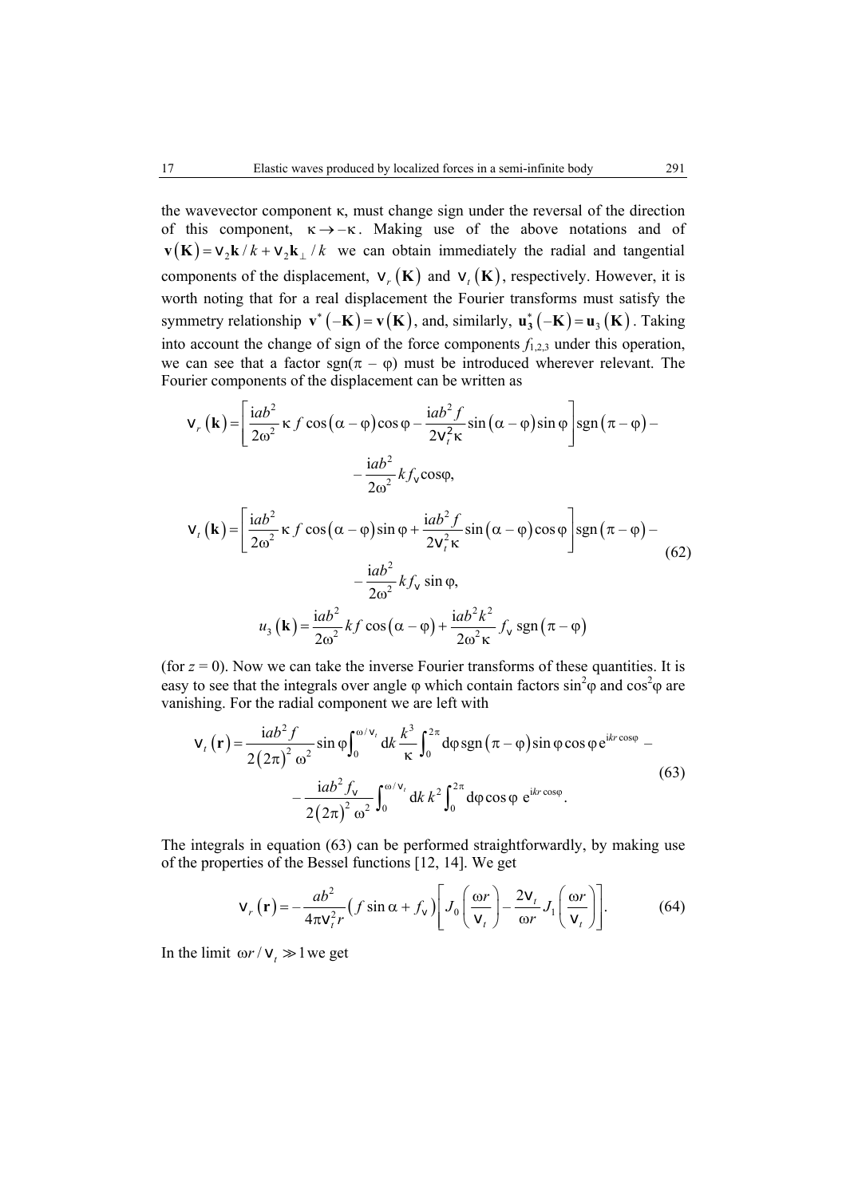the wavevector component κ, must change sign under the reversal of the direction of this component, $\kappa \to -\kappa$. Making use of the above notations and of $\mathbf{v}(\mathbf{K}) = v_2 \mathbf{k}/k + v_2 \mathbf{k}_\perp / k$ we can obtain immediately the radial and tangential components of the displacement, $v_r(\mathbf{K})$ and $v_t(\mathbf{K})$, respectively. However, it is worth noting that for a real displacement the Fourier transforms must satisfy the symmetry relationship $\mathbf{v}^*(-\mathbf{K}) = \mathbf{v}(\mathbf{K})$, and, similarly, $\mathbf{u}_3^*(-\mathbf{K}) = \mathbf{u}_3(\mathbf{K})$. Taking into account the change of sign of the force components $f_{1,2,3}$ under this operation, we can see that a factor sgn(π – φ) must be introduced wherever relevant. The Fourier components of the displacement can be written as

$$
\begin{aligned}
v_r(\mathbf{k}) &= \left[ \frac{\mathrm{i}ab^2}{2\omega^2} \kappa f \cos(\alpha - \varphi)\cos\varphi - \frac{\mathrm{i}ab^2 f}{2v_t^2 \kappa} \sin(\alpha - \varphi)\sin\varphi \right] \mathrm{sgn}(\pi - \varphi) - \\
&\qquad - \frac{\mathrm{i}ab^2}{2\omega^2} k f_v \cos\varphi, \\
v_t(\mathbf{k}) &= \left[ \frac{\mathrm{i}ab^2}{2\omega^2} \kappa f \cos(\alpha - \varphi)\sin\varphi + \frac{\mathrm{i}ab^2 f}{2v_t^2 \kappa} \sin(\alpha - \varphi)\cos\varphi \right] \mathrm{sgn}(\pi - \varphi) - \\
&\qquad - \frac{\mathrm{i}ab^2}{2\omega^2} k f_v \sin\varphi, \\
u_3(\mathbf{k}) &= \frac{\mathrm{i}ab^2}{2\omega^2} k f \cos(\alpha - \varphi) + \frac{\mathrm{i}ab^2 k^2}{2\omega^2 \kappa} f_v \,\mathrm{sgn}(\pi - \varphi)
\end{aligned}
\tag{62}
$$

(for $z = 0$). Now we can take the inverse Fourier transforms of these quantities. It is easy to see that the integrals over angle φ which contain factors $\sin^2\varphi$ and $\cos^2\varphi$ are vanishing. For the radial component we are left with

$$
\begin{aligned}
v_t(\mathbf{r}) &= \frac{\mathrm{i}ab^2 f}{2(2\pi)^2 \omega^2} \sin\varphi \int_0^{\omega/v_t} \mathrm{d}k \frac{k^3}{\kappa} \int_0^{2\pi} \mathrm{d}\varphi \,\mathrm{sgn}(\pi - \varphi) \sin\varphi \cos\varphi \,\mathrm{e}^{ikr\cos\varphi} - \\
&\qquad - \frac{\mathrm{i}ab^2 f_v}{2(2\pi)^2 \omega^2} \int_0^{\omega/v_t} \mathrm{d}k \, k^2 \int_0^{2\pi} \mathrm{d}\varphi \cos\varphi \,\mathrm{e}^{\mathrm{i}kr\cos\varphi}.
\end{aligned}
\tag{63}
$$

The integrals in equation (63) can be performed straightforwardly, by making use of the properties of the Bessel functions [12, 14]. We get

$$
v_r(\mathbf{r}) = -\frac{ab^2}{4\pi v_t^2 r} \left( f \sin\alpha + f_v \right) \left[ J_0\left(\frac{\omega r}{v_t}\right) - \frac{2v_t}{\omega r} J_1\left(\frac{\omega r}{v_t}\right) \right]. \tag{64}
$$

In the limit $\omega r / v_t \gg 1$ we get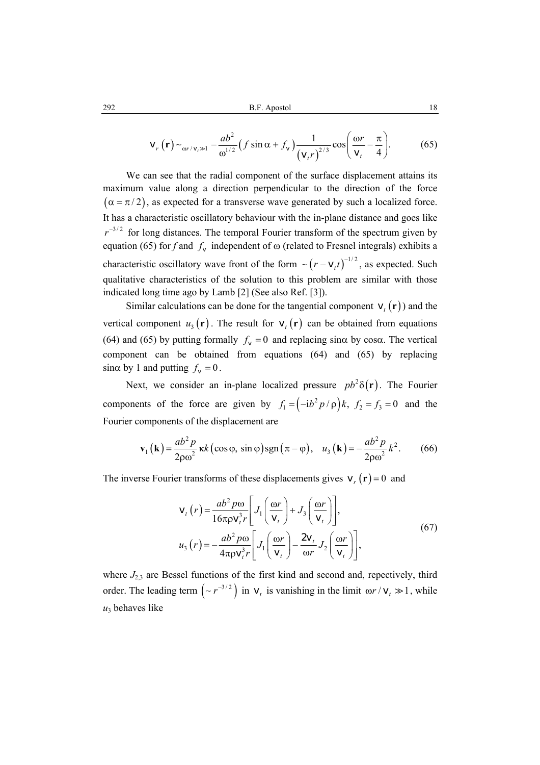$$\mathrm{v}_r(\mathbf{r}) \sim_{\omega r/\mathrm{v}_t \gg 1} -\frac{ab^2}{\omega^{1/2}}\left(f\sin\alpha + f_{\mathrm{v}}\right)\frac{1}{\left(\mathrm{v}_t r\right)^{2/3}}\cos\left(\frac{\omega r}{\mathrm{v}_t}-\frac{\pi}{4}\right). \tag{65}$$

We can see that the radial component of the surface displacement attains its maximum value along a direction perpendicular to the direction of the force $(\alpha = \pi/2)$, as expected for a transverse wave generated by such a localized force. It has a characteristic oscillatory behaviour with the in-plane distance and goes like $r^{-3/2}$ for long distances. The temporal Fourier transform of the spectrum given by equation (65) for $f$ and $f_{\mathrm{v}}$ independent of $\omega$ (related to Fresnel integrals) exhibits a characteristic oscillatory wave front of the form $\sim\left(r-\mathrm{v}_t t\right)^{-1/2}$, as expected. Such qualitative characteristics of the solution to this problem are similar with those indicated long time ago by Lamb [2] (See also Ref. [3]).

Similar calculations can be done for the tangential component $\mathrm{v}_t(\mathbf{r})$) and the vertical component $u_3(\mathbf{r})$. The result for $\mathrm{v}_t(\mathbf{r})$ can be obtained from equations (64) and (65) by putting formally $f_{\mathrm{v}}=0$ and replacing $\sin\alpha$ by $\cos\alpha$. The vertical component can be obtained from equations (64) and (65) by replacing $\sin\alpha$ by 1 and putting $f_{\mathrm{v}}=0$.

Next, we consider an in-plane localized pressure $pb^2\delta(\mathbf{r})$. The Fourier components of the force are given by $f_1=\left(-\mathrm{i}b^2p/\rho\right)k,\ f_2=f_3=0$ and the Fourier components of the displacement are

$$\mathbf{v}_1(\mathbf{k})=\frac{ab^2p}{2\rho\omega^2}\kappa k\left(\cos\varphi,\ \sin\varphi\right)\mathrm{sgn}\left(\pi-\varphi\right),\quad u_3(\mathbf{k})=-\frac{ab^2p}{2\rho\omega^2}k^2. \tag{66}$$

The inverse Fourier transforms of these displacements gives $\mathrm{v}_r(\mathbf{r})=0$ and

$$\begin{aligned}
\mathrm{v}_t(r)&=\frac{ab^2p\omega}{16\pi\rho\mathrm{v}_t^3 r}\left[J_1\left(\frac{\omega r}{\mathrm{v}_t}\right)+J_3\left(\frac{\omega r}{\mathrm{v}_t}\right)\right],\\
u_3(r)&=-\frac{ab^2p\omega}{4\pi\rho\mathrm{v}_t^3 r}\left[J_1\left(\frac{\omega r}{\mathrm{v}_t}\right)-\frac{2\mathrm{v}_t}{\omega r}J_2\left(\frac{\omega r}{\mathrm{v}_t}\right)\right],
\end{aligned} \tag{67}$$

where $J_{2,3}$ are Bessel functions of the first kind and second and, repectively, third order. The leading term $\left(\sim r^{-3/2}\right)$ in $\mathrm{v}_t$ is vanishing in the limit $\omega r/\mathrm{v}_t \gg 1$, while $u_3$ behaves like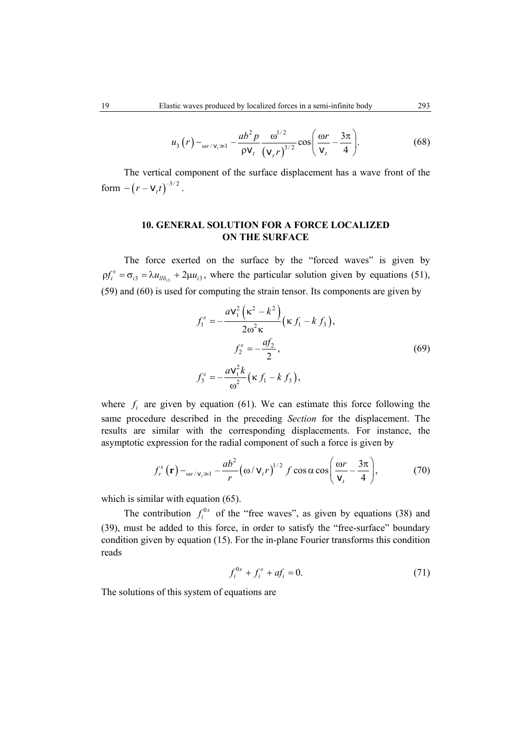$$u_3\left(r\right)\sim_{\omega r/v_t\gg 1}-\frac{ab^2p}{\rho v_t}\frac{\omega^{1/2}}{\left(v_r r\right)^{3/2}}\cos\left(\frac{\omega r}{v_t}-\frac{3\pi}{4}\right). \tag{68}$$

The vertical component of the surface displacement has a wave front of the form $\sim\left(r-v_t t\right)^{-3/2}$.

## 10. GENERAL SOLUTION FOR A FORCE LOCALIZED ON THE SURFACE

The force exerted on the surface by the "forced waves" is given by $\rho f_i^s=\sigma_{i3}=\lambda u_{ll\delta_{i3}}+2\mu u_{i3}$, where the particular solution given by equations (51), (59) and (60) is used for computing the strain tensor. Its components are given by

$$\begin{gathered}
f_1^s=-\frac{av_t^2\left(\kappa^2-k^2\right)}{2\omega^2\kappa}\left(\kappa f_1-k f_3\right),\\
f_2^s=-\frac{af_2}{2},\\
f_3^s=-\frac{av_t^2 k}{\omega^2}\left(\kappa f_1-k f_3\right),
\end{gathered} \tag{69}$$

where $f_i$ are given by equation (61). We can estimate this force following the same procedure described in the preceding *Section* for the displacement. The results are similar with the corresponding displacements. For instance, the asymptotic expression for the radial component of such a force is given by

$$f_r^s\left(\mathbf{r}\right)\sim_{\omega r/v_t\gg 1}-\frac{ab^2}{r}\left(\omega/v_t r\right)^{1/2} f\cos\alpha\cos\left(\frac{\omega r}{v_t}-\frac{3\pi}{4}\right), \tag{70}$$

which is similar with equation (65).

The contribution $f_i^{0s}$ of the "free waves", as given by equations (38) and (39), must be added to this force, in order to satisfy the "free-surface" boundary condition given by equation (15). For the in-plane Fourier transforms this condition reads

$$f_i^{0s}+f_i^s+af_i=0. \tag{71}$$

The solutions of this system of equations are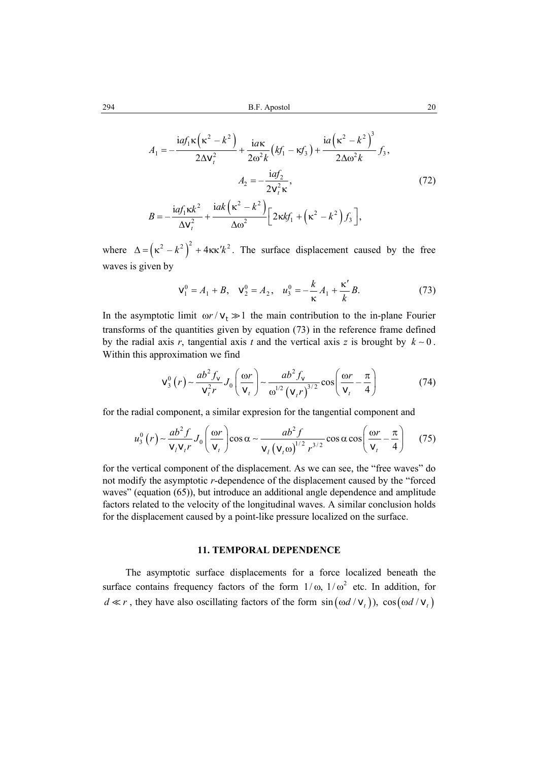$$A_1 = -\frac{\mathrm{i}af_1\kappa\left(\kappa^2 - k^2\right)}{2\Delta v_t^2} + \frac{\mathrm{i}a\kappa}{2\omega^2 k}\left(kf_1 - \kappa f_3\right) + \frac{\mathrm{i}a\left(\kappa^2 - k^2\right)^3}{2\Delta\omega^2 k} f_3,$$

$$A_2 = -\frac{\mathrm{i}af_2}{2v_t^2\kappa}, \tag{72}$$

$$B = -\frac{\mathrm{i}af_1\kappa k^2}{\Delta v_t^2} + \frac{\mathrm{i}ak\left(\kappa^2 - k^2\right)}{\Delta\omega^2}\left[2\kappa kf_1 + \left(\kappa^2 - k^2\right)f_3\right],$$

where $\Delta = \left(\kappa^2 - k^2\right)^2 + 4\kappa\kappa' k^2$. The surface displacement caused by the free waves is given by

$$v_1^0 = A_1 + B, \quad v_2^0 = A_2, \quad u_3^0 = -\frac{k}{\kappa}A_1 + \frac{\kappa'}{k}B. \tag{73}$$

In the asymptotic limit $\omega r / v_t \gg 1$ the main contribution to the in-plane Fourier transforms of the quantities given by equation (73) in the reference frame defined by the radial axis *r*, tangential axis *t* and the vertical axis *z* is brought by $k \sim 0$. Within this approximation we find

$$v_3^0\left(r\right) \sim \frac{ab^2 f_v}{v_t^2 r} J_0\left(\frac{\omega r}{v_t}\right) \sim \frac{ab^2 f_v}{\omega^{1/2}\left(v_t r\right)^{3/2}} \cos\left(\frac{\omega r}{v_t} - \frac{\pi}{4}\right) \tag{74}$$

for the radial component, a similar expresion for the tangential component and

$$u_3^0\left(r\right) \sim \frac{ab^2 f}{v_l v_t r} J_0\left(\frac{\omega r}{v_t}\right)\cos\alpha \sim \frac{ab^2 f}{v_l\left(v_t\omega\right)^{1/2} r^{3/2}}\cos\alpha\cos\left(\frac{\omega r}{v_t} - \frac{\pi}{4}\right) \tag{75}$$

for the vertical component of the displacement. As we can see, the "free waves" do not modify the asymptotic *r*-dependence of the displacement caused by the "forced waves" (equation (65)), but introduce an additional angle dependence and amplitude factors related to the velocity of the longitudinal waves. A similar conclusion holds for the displacement caused by a point-like pressure localized on the surface.

## 11. TEMPORAL DEPENDENCE

The asymptotic surface displacements for a force localized beneath the surface contains frequency factors of the form $1/\omega$, $1/\omega^2$ etc. In addition, for $d \ll r$, they have also oscillating factors of the form $\sin\left(\omega d / v_t\right)$), $\cos\left(\omega d / v_t\right)$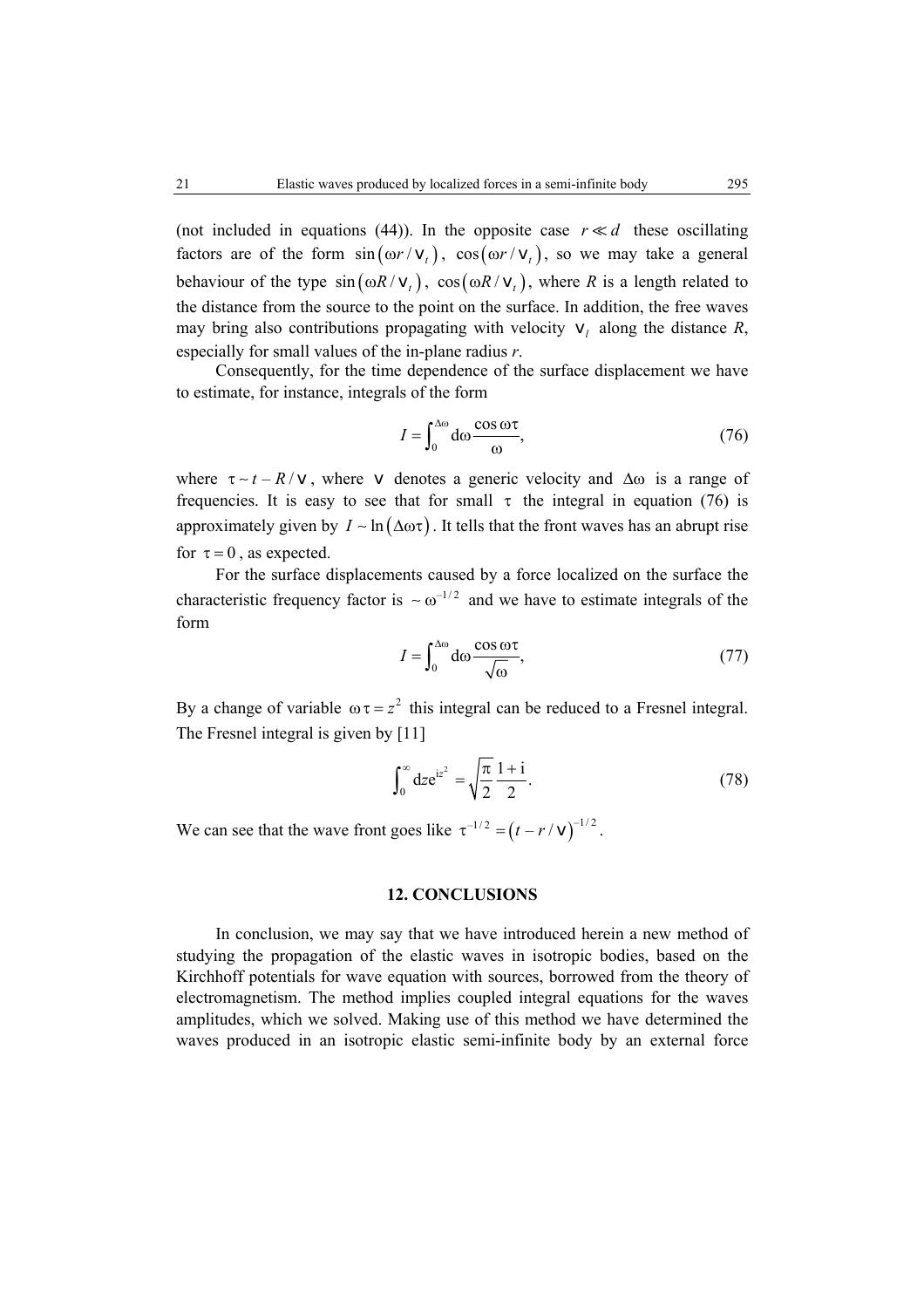(not included in equations (44)). In the opposite case $r \ll d$ these oscillating factors are of the form $\sin\left(\omega r / v_l\right)$, $\cos\left(\omega r / v_t\right)$, so we may take a general behaviour of the type $\sin\left(\omega R / v_t\right)$, $\cos\left(\omega R / v_t\right)$, where $R$ is a length related to the distance from the source to the point on the surface. In addition, the free waves may bring also contributions propagating with velocity $v_l$ along the distance $R$, especially for small values of the in-plane radius $r$.

Consequently, for the time dependence of the surface displacement we have to estimate, for instance, integrals of the form

$$I = \int_0^{\Delta\omega} \mathrm{d}\omega \frac{\cos\omega\tau}{\omega}, \tag{76}$$

where $\tau \sim t - R/v$, where $v$ denotes a generic velocity and $\Delta\omega$ is a range of frequencies. It is easy to see that for small $\tau$ the integral in equation (76) is approximately given by $I \sim \ln\left(\Delta\omega\tau\right)$. It tells that the front waves has an abrupt rise for $\tau = 0$, as expected.

For the surface displacements caused by a force localized on the surface the characteristic frequency factor is $\sim \omega^{-1/2}$ and we have to estimate integrals of the form

$$I = \int_0^{\Delta\omega} \mathrm{d}\omega \frac{\cos\omega\tau}{\sqrt{\omega}}, \tag{77}$$

By a change of variable $\omega\tau = z^2$ this integral can be reduced to a Fresnel integral. The Fresnel integral is given by [11]

$$\int_0^{\infty} \mathrm{d}z \mathrm{e}^{\mathrm{i}z^2} = \sqrt{\frac{\pi}{2}} \frac{1+\mathrm{i}}{2}. \tag{78}$$

We can see that the wave front goes like $\tau^{-1/2} = \left(t - r/v\right)^{-1/2}$.

## 12. CONCLUSIONS

In conclusion, we may say that we have introduced herein a new method of studying the propagation of the elastic waves in isotropic bodies, based on the Kirchhoff potentials for wave equation with sources, borrowed from the theory of electromagnetism. The method implies coupled integral equations for the waves amplitudes, which we solved. Making use of this method we have determined the waves produced in an isotropic elastic semi-infinite body by an external force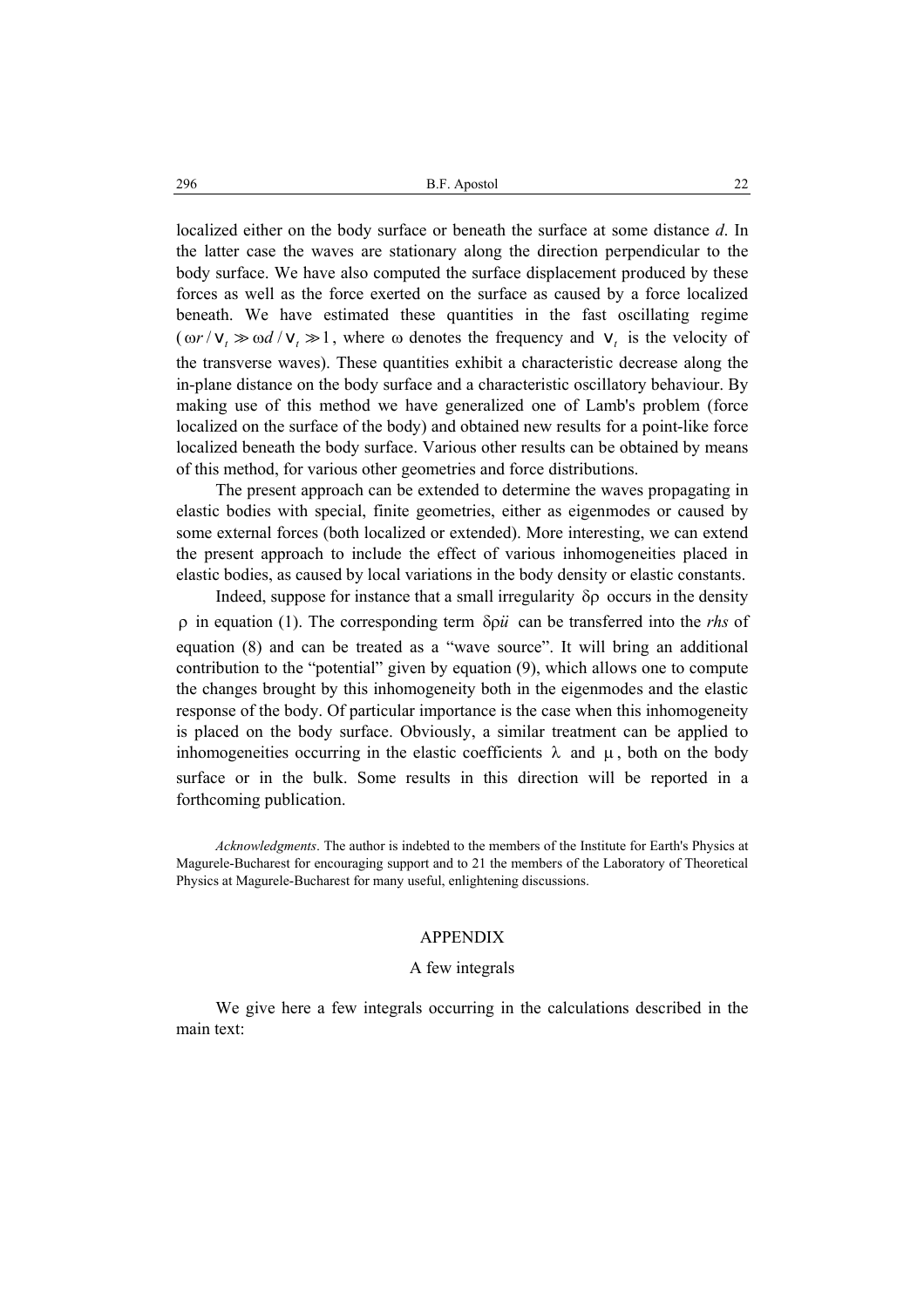localized either on the body surface or beneath the surface at some distance $d$. In the latter case the waves are stationary along the direction perpendicular to the body surface. We have also computed the surface displacement produced by these forces as well as the force exerted on the surface as caused by a force localized beneath. We have estimated these quantities in the fast oscillating regime ($\omega r / v_t \gg \omega d / v_t \gg 1$, where $\omega$ denotes the frequency and $v_t$ is the velocity of the transverse waves). These quantities exhibit a characteristic decrease along the in-plane distance on the body surface and a characteristic oscillatory behaviour. By making use of this method we have generalized one of Lamb's problem (force localized on the surface of the body) and obtained new results for a point-like force localized beneath the body surface. Various other results can be obtained by means of this method, for various other geometries and force distributions.

The present approach can be extended to determine the waves propagating in elastic bodies with special, finite geometries, either as eigenmodes or caused by some external forces (both localized or extended). More interesting, we can extend the present approach to include the effect of various inhomogeneities placed in elastic bodies, as caused by local variations in the body density or elastic constants.

Indeed, suppose for instance that a small irregularity $\delta\rho$ occurs in the density $\rho$ in equation (1). The corresponding term $\delta\rho\ddot{u}$ can be transferred into the *rhs* of equation (8) and can be treated as a "wave source". It will bring an additional contribution to the "potential" given by equation (9), which allows one to compute the changes brought by this inhomogeneity both in the eigenmodes and the elastic response of the body. Of particular importance is the case when this inhomogeneity is placed on the body surface. Obviously, a similar treatment can be applied to inhomogeneities occurring in the elastic coefficients $\lambda$ and $\mu$, both on the body surface or in the bulk. Some results in this direction will be reported in a forthcoming publication.

*Acknowledgments*. The author is indebted to the members of the Institute for Earth's Physics at Magurele-Bucharest for encouraging support and to 21 the members of the Laboratory of Theoretical Physics at Magurele-Bucharest for many useful, enlightening discussions.

## APPENDIX

### A few integrals

We give here a few integrals occurring in the calculations described in the main text: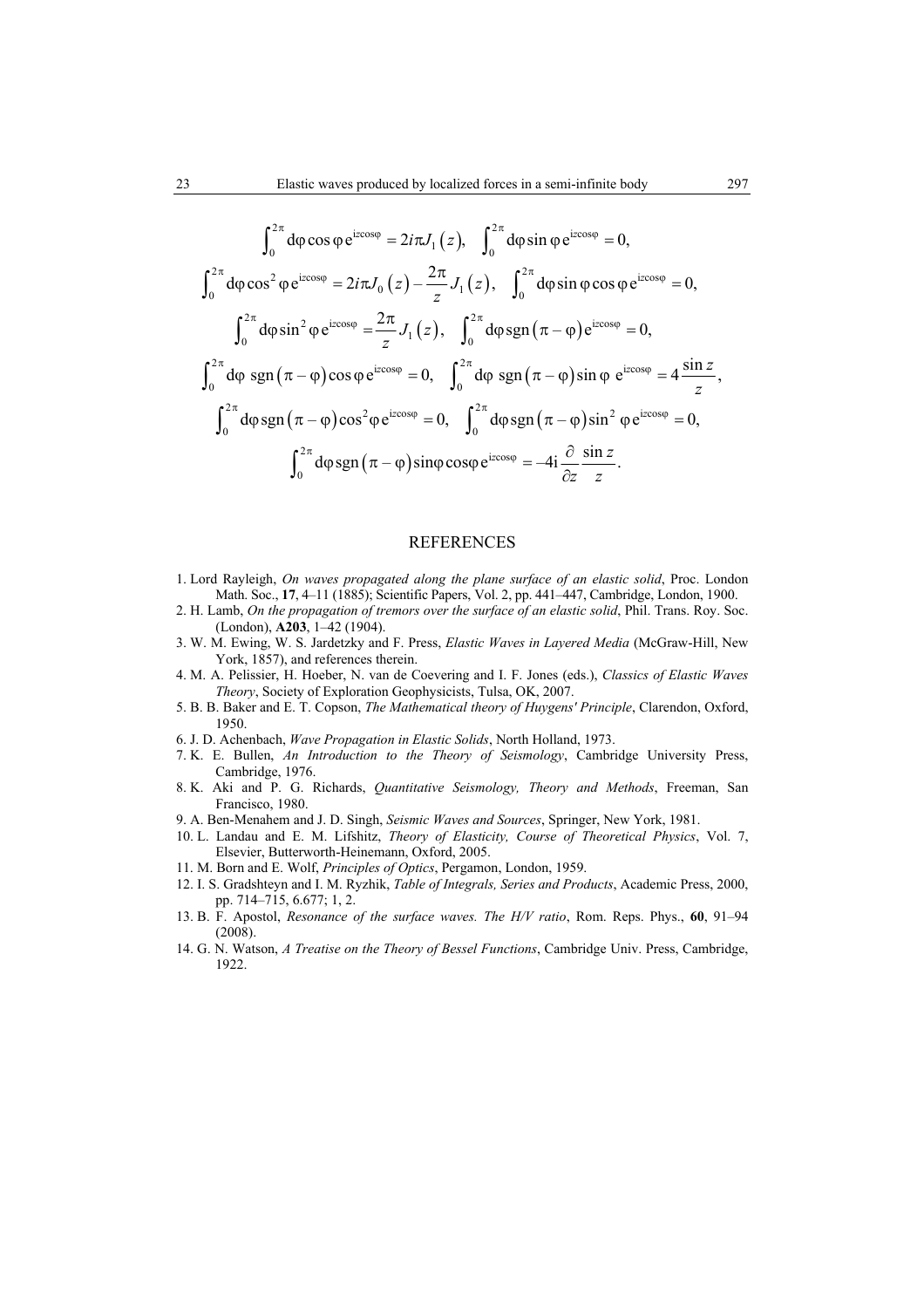$$\int_0^{2\pi} \mathrm{d}\varphi \cos\varphi \, \mathrm{e}^{\mathrm{i}z\cos\varphi} = 2i\pi J_1(z), \quad \int_0^{2\pi} \mathrm{d}\varphi \sin\varphi \, \mathrm{e}^{\mathrm{i}z\cos\varphi} = 0,$$

$$\int_0^{2\pi} \mathrm{d}\varphi \cos^2\varphi \, \mathrm{e}^{\mathrm{i}z\cos\varphi} = 2i\pi J_0(z) - \frac{2\pi}{z} J_1(z), \quad \int_0^{2\pi} \mathrm{d}\varphi \sin\varphi \cos\varphi \, \mathrm{e}^{\mathrm{i}z\cos\varphi} = 0,$$

$$\int_0^{2\pi} \mathrm{d}\varphi \sin^2\varphi \, \mathrm{e}^{\mathrm{i}z\cos\varphi} = \frac{2\pi}{z} J_1(z), \quad \int_0^{2\pi} \mathrm{d}\varphi \, \mathrm{sgn}(\pi-\varphi) \, \mathrm{e}^{\mathrm{i}z\cos\varphi} = 0,$$

$$\int_0^{2\pi} \mathrm{d}\varphi \, \mathrm{sgn}(\pi-\varphi)\cos\varphi \, \mathrm{e}^{\mathrm{i}z\cos\varphi} = 0, \quad \int_0^{2\pi} \mathrm{d}\varphi \, \mathrm{sgn}(\pi-\varphi)\sin\varphi \, \mathrm{e}^{\mathrm{i}z\cos\varphi} = 4\frac{\sin z}{z},$$

$$\int_0^{2\pi} \mathrm{d}\varphi \, \mathrm{sgn}(\pi-\varphi)\cos^2\varphi \, \mathrm{e}^{\mathrm{i}z\cos\varphi} = 0, \quad \int_0^{2\pi} \mathrm{d}\varphi \, \mathrm{sgn}(\pi-\varphi)\sin^2\varphi \, \mathrm{e}^{\mathrm{i}z\cos\varphi} = 0,$$

$$\int_0^{2\pi} \mathrm{d}\varphi \, \mathrm{sgn}(\pi-\varphi)\sin\varphi\cos\varphi \, \mathrm{e}^{\mathrm{i}z\cos\varphi} = -4\mathrm{i}\frac{\partial}{\partial z}\frac{\sin z}{z}.$$

## REFERENCES

1. Lord Rayleigh, *On waves propagated along the plane surface of an elastic solid*, Proc. London Math. Soc., **17**, 4–11 (1885); Scientific Papers, Vol. 2, pp. 441–447, Cambridge, London, 1900.
2. H. Lamb, *On the propagation of tremors over the surface of an elastic solid*, Phil. Trans. Roy. Soc. (London), **A203**, 1–42 (1904).
3. W. M. Ewing, W. S. Jardetzky and F. Press, *Elastic Waves in Layered Media* (McGraw-Hill, New York, 1857), and references therein.
4. M. A. Pelissier, H. Hoeber, N. van de Coevering and I. F. Jones (eds.), *Classics of Elastic Waves Theory*, Society of Exploration Geophysicists, Tulsa, OK, 2007.
5. B. B. Baker and E. T. Copson, *The Mathematical theory of Huygens' Principle*, Clarendon, Oxford, 1950.
6. J. D. Achenbach, *Wave Propagation in Elastic Solids*, North Holland, 1973.
7. K. E. Bullen, *An Introduction to the Theory of Seismology*, Cambridge University Press, Cambridge, 1976.
8. K. Aki and P. G. Richards, *Quantitative Seismology, Theory and Methods*, Freeman, San Francisco, 1980.
9. A. Ben-Menahem and J. D. Singh, *Seismic Waves and Sources*, Springer, New York, 1981.
10. L. Landau and E. M. Lifshitz, *Theory of Elasticity, Course of Theoretical Physics*, Vol. 7, Elsevier, Butterworth-Heinemann, Oxford, 2005.
11. M. Born and E. Wolf, *Principles of Optics*, Pergamon, London, 1959.
12. I. S. Gradshteyn and I. M. Ryzhik, *Table of Integrals, Series and Products*, Academic Press, 2000, pp. 714–715, 6.677; 1, 2.
13. B. F. Apostol, *Resonance of the surface waves. The H/V ratio*, Rom. Reps. Phys., **60**, 91–94 (2008).
14. G. N. Watson, *A Treatise on the Theory of Bessel Functions*, Cambridge Univ. Press, Cambridge, 1922.